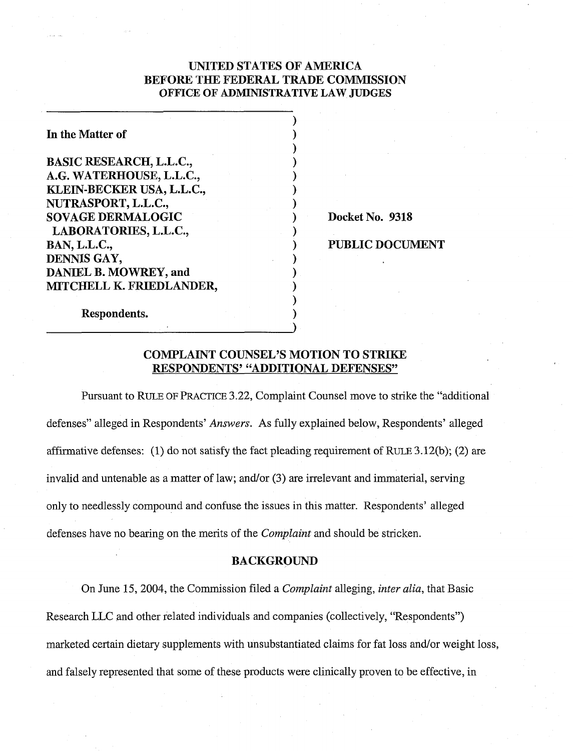**UNITED STATES OF AMERICA**
**BEFORE THE FEDERAL TRADE COMMISSION**
**OFFICE OF ADMINISTRATIVE LAW JUDGES**

| | |
|---|---|
| **In the Matter of** | |
| **BASIC RESEARCH, L.L.C.,** | |
| **A.G. WATERHOUSE, L.L.C.,** | |
| **KLEIN-BECKER USA, L.L.C.,** | |
| **NUTRASPORT, L.L.C.,** | |
| **SOVAGE DERMALOGIC LABORATORIES, L.L.C.,** | **Docket No. 9318** |
| **BAN, L.L.C.,** | **PUBLIC DOCUMENT** |
| **DENNIS GAY,** | |
| **DANIEL B. MOWREY, and** | |
| **MITCHELL K. FRIEDLANDER,** | |
| **Respondents.** | |

**COMPLAINT COUNSEL'S MOTION TO STRIKE RESPONDENTS' "ADDITIONAL DEFENSES"**

Pursuant to RULE OF PRACTICE 3.22, Complaint Counsel move to strike the "additional defenses" alleged in Respondents' *Answers*. As fully explained below, Respondents' alleged affirmative defenses: (1) do not satisfy the fact pleading requirement of RULE 3.12(b); (2) are invalid and untenable as a matter of law; and/or (3) are irrelevant and immaterial, serving only to needlessly compound and confuse the issues in this matter. Respondents' alleged defenses have no bearing on the merits of the *Complaint* and should be stricken.

## BACKGROUND

On June 15, 2004, the Commission filed a *Complaint* alleging, *inter alia*, that Basic Research LLC and other related individuals and companies (collectively, "Respondents") marketed certain dietary supplements with unsubstantiated claims for fat loss and/or weight loss, and falsely represented that some of these products were clinically proven to be effective, in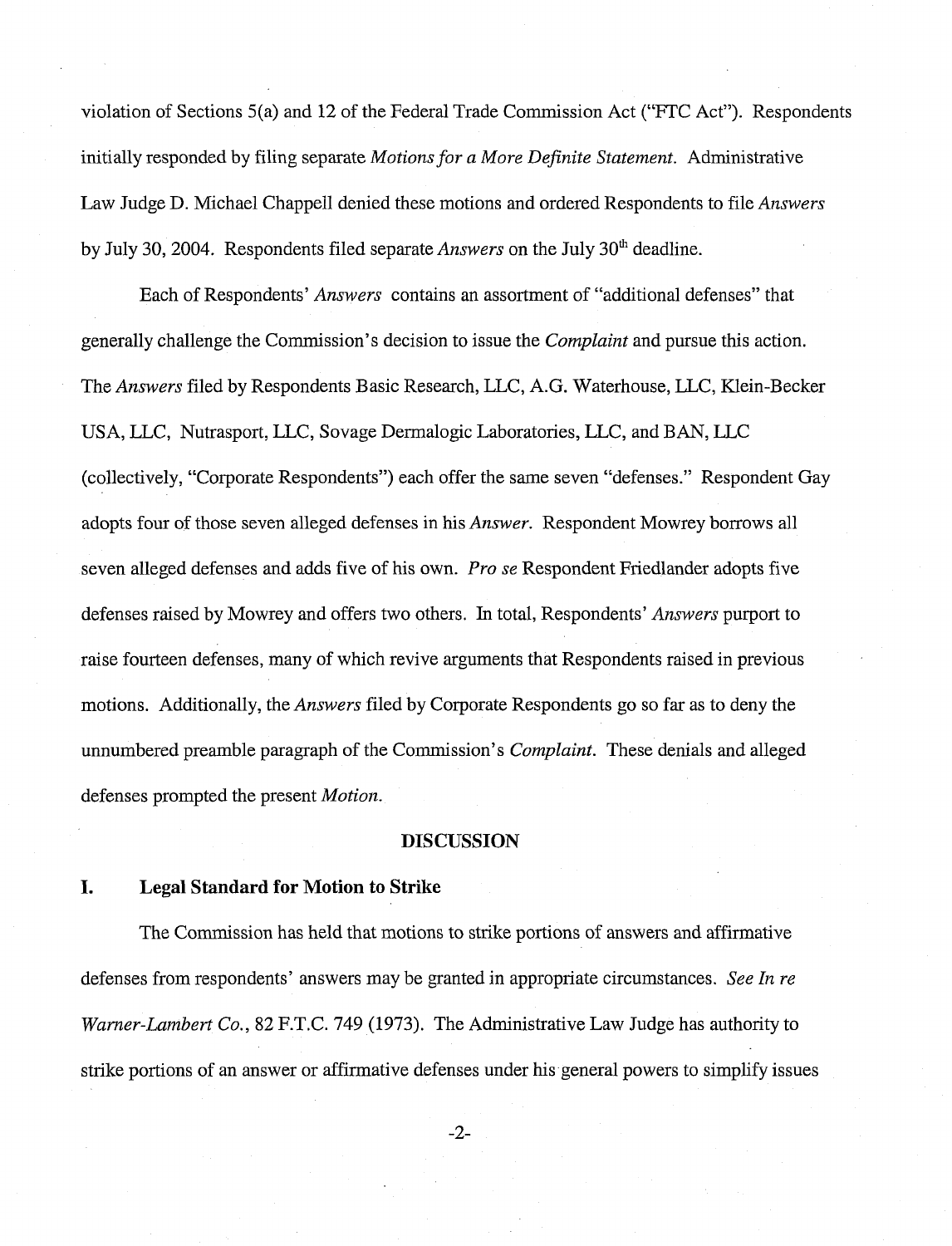violation of Sections 5(a) and 12 of the Federal Trade Commission Act ("FTC Act"). Respondents initially responded by filing separate *Motions for a More Definite Statement*. Administrative Law Judge D. Michael Chappell denied these motions and ordered Respondents to file *Answers* by July 30, 2004. Respondents filed separate *Answers* on the July 30th deadline.

Each of Respondents' *Answers* contains an assortment of "additional defenses" that generally challenge the Commission's decision to issue the *Complaint* and pursue this action. The *Answers* filed by Respondents Basic Research, LLC, A.G. Waterhouse, LLC, Klein-Becker USA, LLC, Nutrasport, LLC, Sovage Dermalogic Laboratories, LLC, and BAN, LLC (collectively, "Corporate Respondents") each offer the same seven "defenses." Respondent Gay adopts four of those seven alleged defenses in his *Answer*. Respondent Mowrey borrows all seven alleged defenses and adds five of his own. *Pro se* Respondent Friedlander adopts five defenses raised by Mowrey and offers two others. In total, Respondents' *Answers* purport to raise fourteen defenses, many of which revive arguments that Respondents raised in previous motions. Additionally, the *Answers* filed by Corporate Respondents go so far as to deny the unnumbered preamble paragraph of the Commission's *Complaint*. These denials and alleged defenses prompted the present *Motion*.

## DISCUSSION

### I. Legal Standard for Motion to Strike

The Commission has held that motions to strike portions of answers and affirmative defenses from respondents' answers may be granted in appropriate circumstances. *See In re Warner-Lambert Co.*, 82 F.T.C. 749 (1973). The Administrative Law Judge has authority to strike portions of an answer or affirmative defenses under his general powers to simplify issues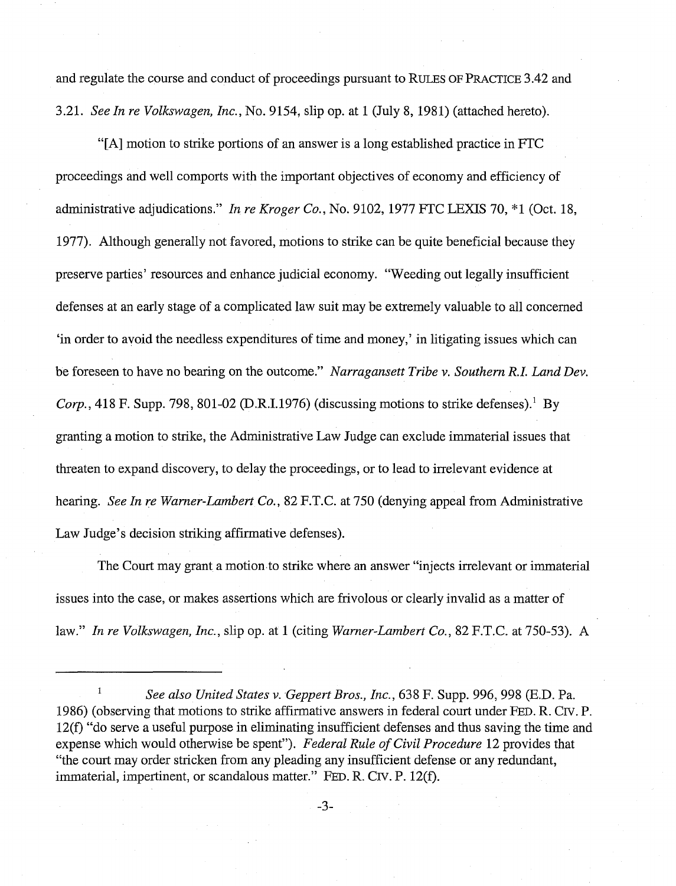and regulate the course and conduct of proceedings pursuant to RULES OF PRACTICE 3.42 and 3.21. *See In re Volkswagen, Inc.*, No. 9154, slip op. at 1 (July 8, 1981) (attached hereto).

"[A] motion to strike portions of an answer is a long established practice in FTC proceedings and well comports with the important objectives of economy and efficiency of administrative adjudications." *In re Kroger Co.*, No. 9102, 1977 FTC LEXIS 70, *1 (Oct. 18, 1977). Although generally not favored, motions to strike can be quite beneficial because they preserve parties' resources and enhance judicial economy. "Weeding out legally insufficient defenses at an early stage of a complicated law suit may be extremely valuable to all concerned 'in order to avoid the needless expenditures of time and money,' in litigating issues which can be foreseen to have no bearing on the outcome." *Narragansett Tribe v. Southern R.I. Land Dev. Corp.*, 418 F. Supp. 798, 801-02 (D.R.I.1976) (discussing motions to strike defenses).[1] By granting a motion to strike, the Administrative Law Judge can exclude immaterial issues that threaten to expand discovery, to delay the proceedings, or to lead to irrelevant evidence at hearing. *See In re Warner-Lambert Co.*, 82 F.T.C. at 750 (denying appeal from Administrative Law Judge's decision striking affirmative defenses).

The Court may grant a motion to strike where an answer "injects irrelevant or immaterial issues into the case, or makes assertions which are frivolous or clearly invalid as a matter of law." *In re Volkswagen, Inc.*, slip op. at 1 (citing *Warner-Lambert Co.*, 82 F.T.C. at 750-53). A

---

[1] *See also United States v. Geppert Bros., Inc.*, 638 F. Supp. 996, 998 (E.D. Pa. 1986) (observing that motions to strike affirmative answers in federal court under FED. R. CIV. P. 12(f) "do serve a useful purpose in eliminating insufficient defenses and thus saving the time and expense which would otherwise be spent"). *Federal Rule of Civil Procedure* 12 provides that "the court may order stricken from any pleading any insufficient defense or any redundant, immaterial, impertinent, or scandalous matter." FED. R. CIV. P. 12(f).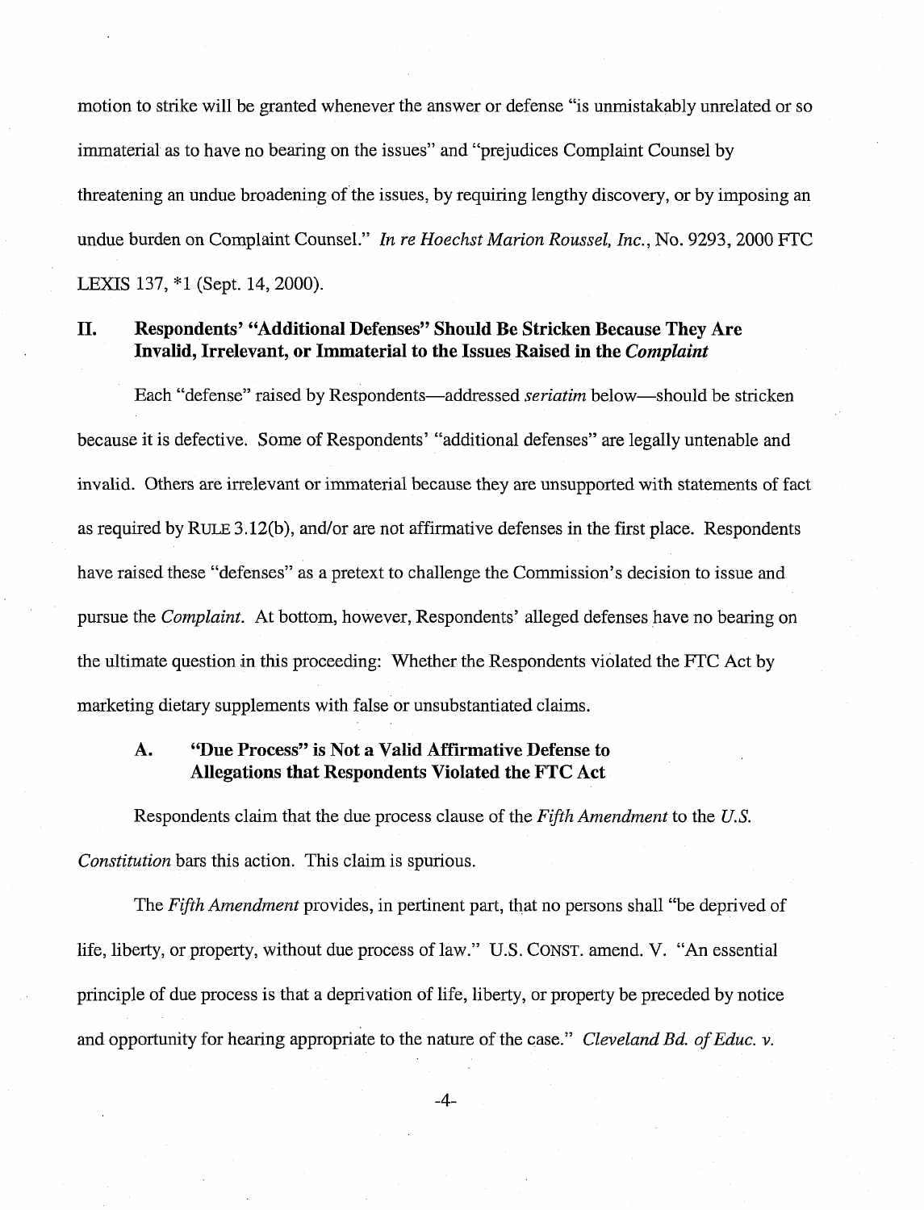motion to strike will be granted whenever the answer or defense "is unmistakably unrelated or so immaterial as to have no bearing on the issues" and "prejudices Complaint Counsel by threatening an undue broadening of the issues, by requiring lengthy discovery, or by imposing an undue burden on Complaint Counsel." *In re Hoechst Marion Roussel, Inc.*, No. 9293, 2000 FTC LEXIS 137, *1 (Sept. 14, 2000).

## II. Respondents' "Additional Defenses" Should Be Stricken Because They Are Invalid, Irrelevant, or Immaterial to the Issues Raised in the *Complaint*

Each "defense" raised by Respondents—addressed *seriatim* below—should be stricken because it is defective. Some of Respondents' "additional defenses" are legally untenable and invalid. Others are irrelevant or immaterial because they are unsupported with statements of fact as required by RULE 3.12(b), and/or are not affirmative defenses in the first place. Respondents have raised these "defenses" as a pretext to challenge the Commission's decision to issue and pursue the *Complaint*. At bottom, however, Respondents' alleged defenses have no bearing on the ultimate question in this proceeding: Whether the Respondents violated the FTC Act by marketing dietary supplements with false or unsubstantiated claims.

### A. "Due Process" is Not a Valid Affirmative Defense to Allegations that Respondents Violated the FTC Act

Respondents claim that the due process clause of the *Fifth Amendment* to the *U.S. Constitution* bars this action. This claim is spurious.

The *Fifth Amendment* provides, in pertinent part, that no persons shall "be deprived of life, liberty, or property, without due process of law." U.S. CONST. amend. V. "An essential principle of due process is that a deprivation of life, liberty, or property be preceded by notice and opportunity for hearing appropriate to the nature of the case." *Cleveland Bd. of Educ. v.*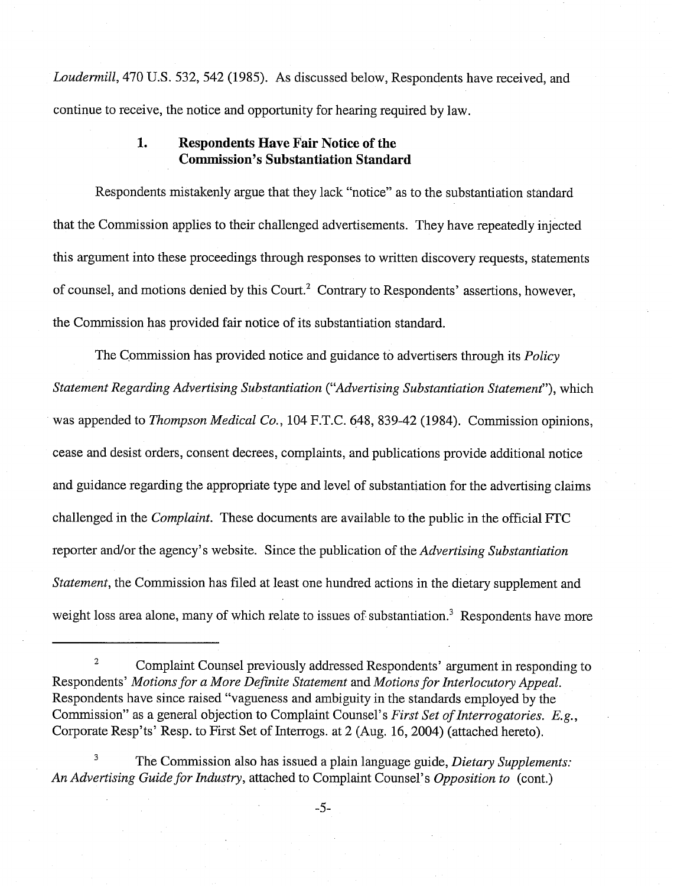*Loudermill*, 470 U.S. 532, 542 (1985). As discussed below, Respondents have received, and continue to receive, the notice and opportunity for hearing required by law.

### 1. Respondents Have Fair Notice of the Commission's Substantiation Standard

Respondents mistakenly argue that they lack "notice" as to the substantiation standard that the Commission applies to their challenged advertisements. They have repeatedly injected this argument into these proceedings through responses to written discovery requests, statements of counsel, and motions denied by this Court.[2] Contrary to Respondents' assertions, however, the Commission has provided fair notice of its substantiation standard.

The Commission has provided notice and guidance to advertisers through its *Policy Statement Regarding Advertising Substantiation* ("*Advertising Substantiation Statement*"), which was appended to *Thompson Medical Co.*, 104 F.T.C. 648, 839-42 (1984). Commission opinions, cease and desist orders, consent decrees, complaints, and publications provide additional notice and guidance regarding the appropriate type and level of substantiation for the advertising claims challenged in the *Complaint*. These documents are available to the public in the official FTC reporter and/or the agency's website. Since the publication of the *Advertising Substantiation Statement*, the Commission has filed at least one hundred actions in the dietary supplement and weight loss area alone, many of which relate to issues of substantiation.[3] Respondents have more

---

[2] Complaint Counsel previously addressed Respondents' argument in responding to Respondents' *Motions for a More Definite Statement* and *Motions for Interlocutory Appeal*. Respondents have since raised "vagueness and ambiguity in the standards employed by the Commission" as a general objection to Complaint Counsel's *First Set of Interrogatories*. *E.g.*, Corporate Resp'ts' Resp. to First Set of Interrogs. at 2 (Aug. 16, 2004) (attached hereto).

[3] The Commission also has issued a plain language guide, *Dietary Supplements: An Advertising Guide for Industry*, attached to Complaint Counsel's *Opposition to* (cont.)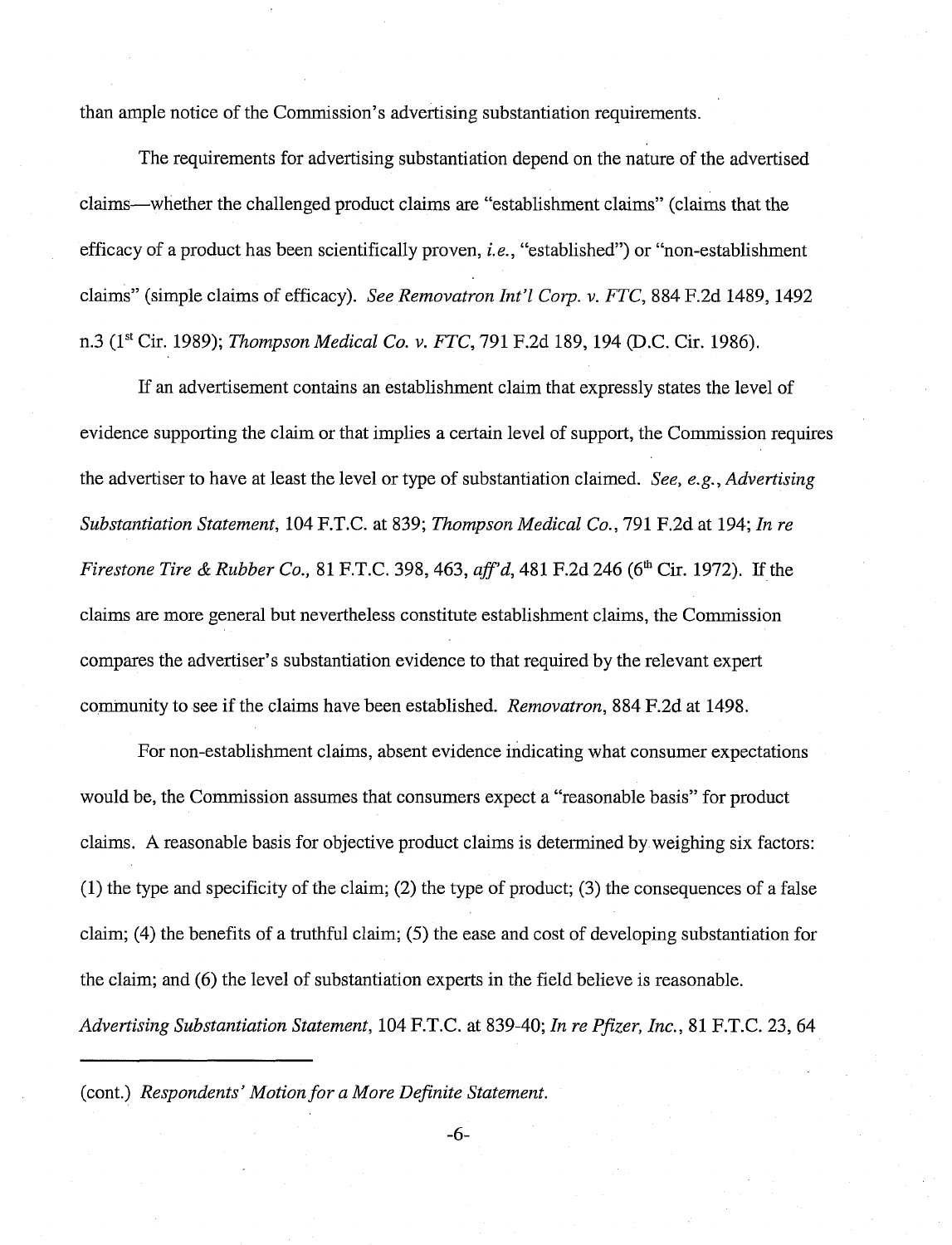than ample notice of the Commission's advertising substantiation requirements.

The requirements for advertising substantiation depend on the nature of the advertised claims—whether the challenged product claims are "establishment claims" (claims that the efficacy of a product has been scientifically proven, *i.e.*, "established") or "non-establishment claims" (simple claims of efficacy). *See Removatron Int'l Corp. v. FTC*, 884 F.2d 1489, 1492 n.3 (1st Cir. 1989); *Thompson Medical Co. v. FTC*, 791 F.2d 189, 194 (D.C. Cir. 1986).

If an advertisement contains an establishment claim that expressly states the level of evidence supporting the claim or that implies a certain level of support, the Commission requires the advertiser to have at least the level or type of substantiation claimed. *See, e.g., Advertising Substantiation Statement*, 104 F.T.C. at 839; *Thompson Medical Co.*, 791 F.2d at 194; *In re Firestone Tire & Rubber Co.*, 81 F.T.C. 398, 463, *aff'd*, 481 F.2d 246 (6th Cir. 1972). If the claims are more general but nevertheless constitute establishment claims, the Commission compares the advertiser's substantiation evidence to that required by the relevant expert community to see if the claims have been established. *Removatron*, 884 F.2d at 1498.

For non-establishment claims, absent evidence indicating what consumer expectations would be, the Commission assumes that consumers expect a "reasonable basis" for product claims. A reasonable basis for objective product claims is determined by weighing six factors: (1) the type and specificity of the claim; (2) the type of product; (3) the consequences of a false claim; (4) the benefits of a truthful claim; (5) the ease and cost of developing substantiation for the claim; and (6) the level of substantiation experts in the field believe is reasonable. *Advertising Substantiation Statement*, 104 F.T.C. at 839-40; *In re Pfizer, Inc.*, 81 F.T.C. 23, 64

---

(cont.) *Respondents' Motion for a More Definite Statement.*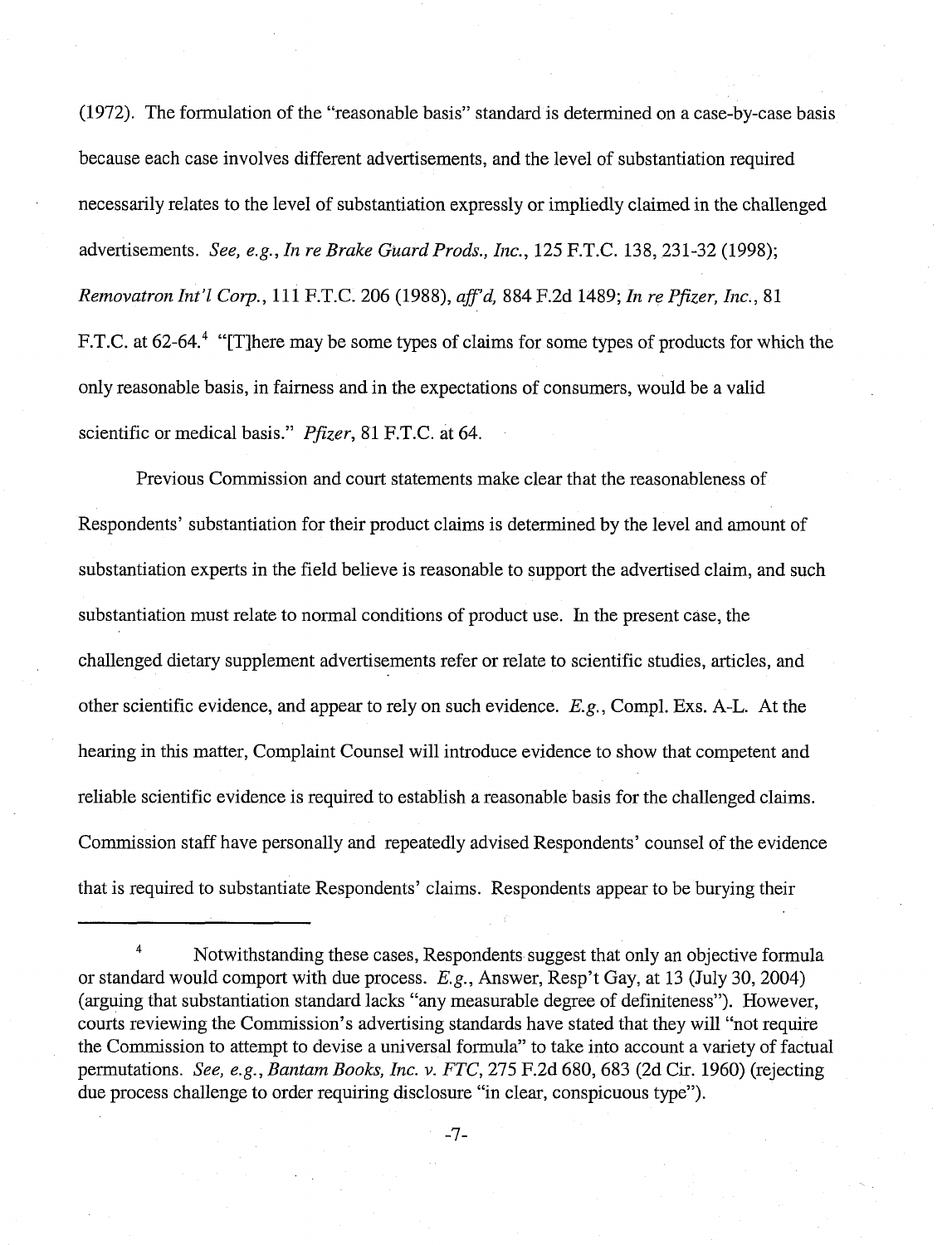(1972). The formulation of the "reasonable basis" standard is determined on a case-by-case basis because each case involves different advertisements, and the level of substantiation required necessarily relates to the level of substantiation expressly or impliedly claimed in the challenged advertisements. *See, e.g.*, *In re Brake Guard Prods., Inc.*, 125 F.T.C. 138, 231-32 (1998); *Removatron Int'l Corp.*, 111 F.T.C. 206 (1988), *aff'd*, 884 F.2d 1489; *In re Pfizer, Inc.*, 81 F.T.C. at 62-64.[4] "[T]here may be some types of claims for some types of products for which the only reasonable basis, in fairness and in the expectations of consumers, would be a valid scientific or medical basis." *Pfizer*, 81 F.T.C. at 64.

Previous Commission and court statements make clear that the reasonableness of Respondents' substantiation for their product claims is determined by the level and amount of substantiation experts in the field believe is reasonable to support the advertised claim, and such substantiation must relate to normal conditions of product use. In the present case, the challenged dietary supplement advertisements refer or relate to scientific studies, articles, and other scientific evidence, and appear to rely on such evidence. *E.g.*, Compl. Exs. A-L. At the hearing in this matter, Complaint Counsel will introduce evidence to show that competent and reliable scientific evidence is required to establish a reasonable basis for the challenged claims. Commission staff have personally and repeatedly advised Respondents' counsel of the evidence that is required to substantiate Respondents' claims. Respondents appear to be burying their

---

[4] Notwithstanding these cases, Respondents suggest that only an objective formula or standard would comport with due process. *E.g.*, Answer, Resp't Gay, at 13 (July 30, 2004) (arguing that substantiation standard lacks "any measurable degree of definiteness"). However, courts reviewing the Commission's advertising standards have stated that they will "not require the Commission to attempt to devise a universal formula" to take into account a variety of factual permutations. *See, e.g.*, *Bantam Books, Inc. v. FTC*, 275 F.2d 680, 683 (2d Cir. 1960) (rejecting due process challenge to order requiring disclosure "in clear, conspicuous type").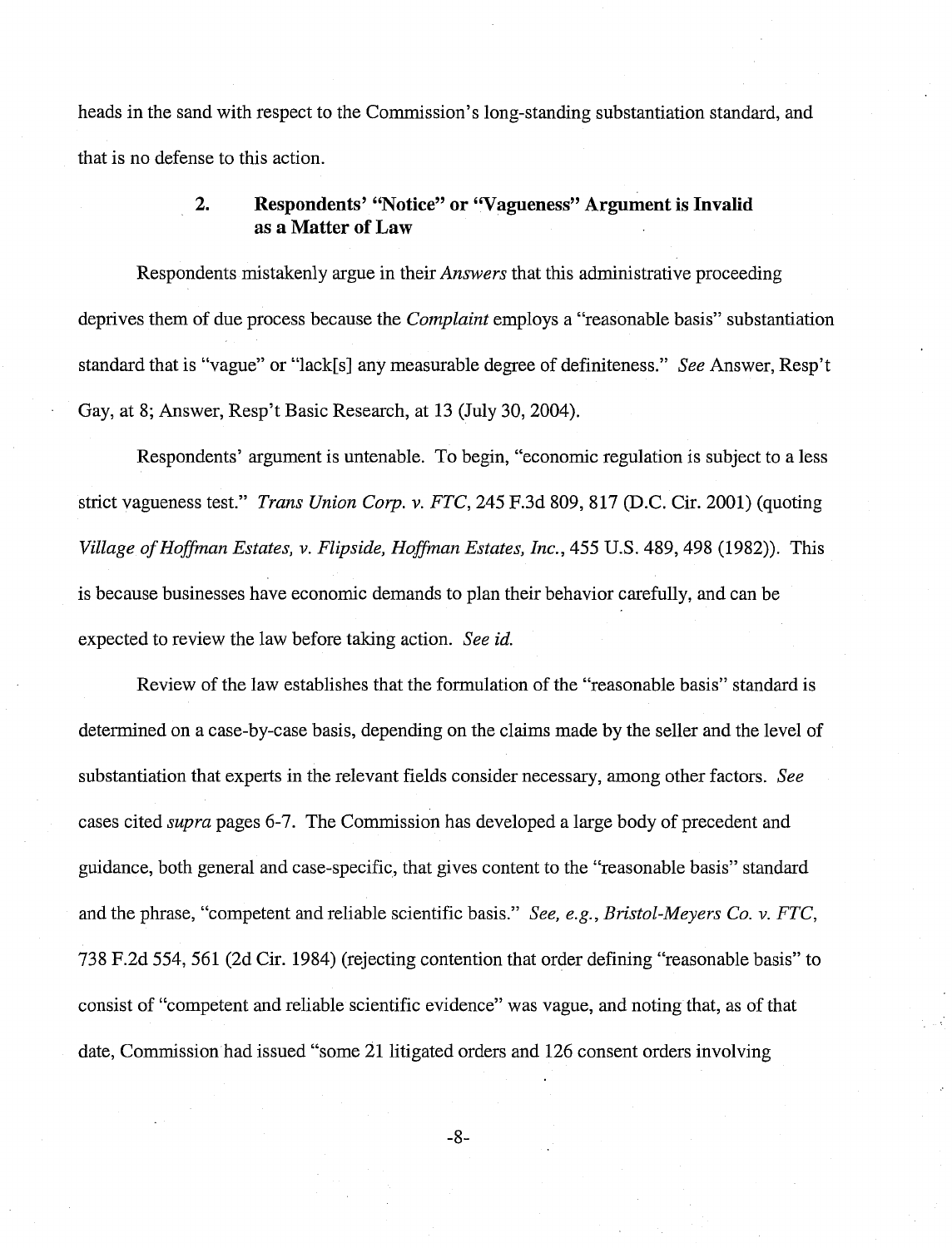heads in the sand with respect to the Commission's long-standing substantiation standard, and that is no defense to this action.

### 2. Respondents' "Notice" or "Vagueness" Argument is Invalid as a Matter of Law

Respondents mistakenly argue in their *Answers* that this administrative proceeding deprives them of due process because the *Complaint* employs a "reasonable basis" substantiation standard that is "vague" or "lack[s] any measurable degree of definiteness." *See* Answer, Resp't Gay, at 8; Answer, Resp't Basic Research, at 13 (July 30, 2004).

Respondents' argument is untenable. To begin, "economic regulation is subject to a less strict vagueness test." *Trans Union Corp. v. FTC*, 245 F.3d 809, 817 (D.C. Cir. 2001) (quoting *Village of Hoffman Estates, v. Flipside, Hoffman Estates, Inc.*, 455 U.S. 489, 498 (1982)). This is because businesses have economic demands to plan their behavior carefully, and can be expected to review the law before taking action. *See id.*

Review of the law establishes that the formulation of the "reasonable basis" standard is determined on a case-by-case basis, depending on the claims made by the seller and the level of substantiation that experts in the relevant fields consider necessary, among other factors. *See* cases cited *supra* pages 6-7. The Commission has developed a large body of precedent and guidance, both general and case-specific, that gives content to the "reasonable basis" standard and the phrase, "competent and reliable scientific basis." *See, e.g., Bristol-Meyers Co. v. FTC*, 738 F.2d 554, 561 (2d Cir. 1984) (rejecting contention that order defining "reasonable basis" to consist of "competent and reliable scientific evidence" was vague, and noting that, as of that date, Commission had issued "some 21 litigated orders and 126 consent orders involving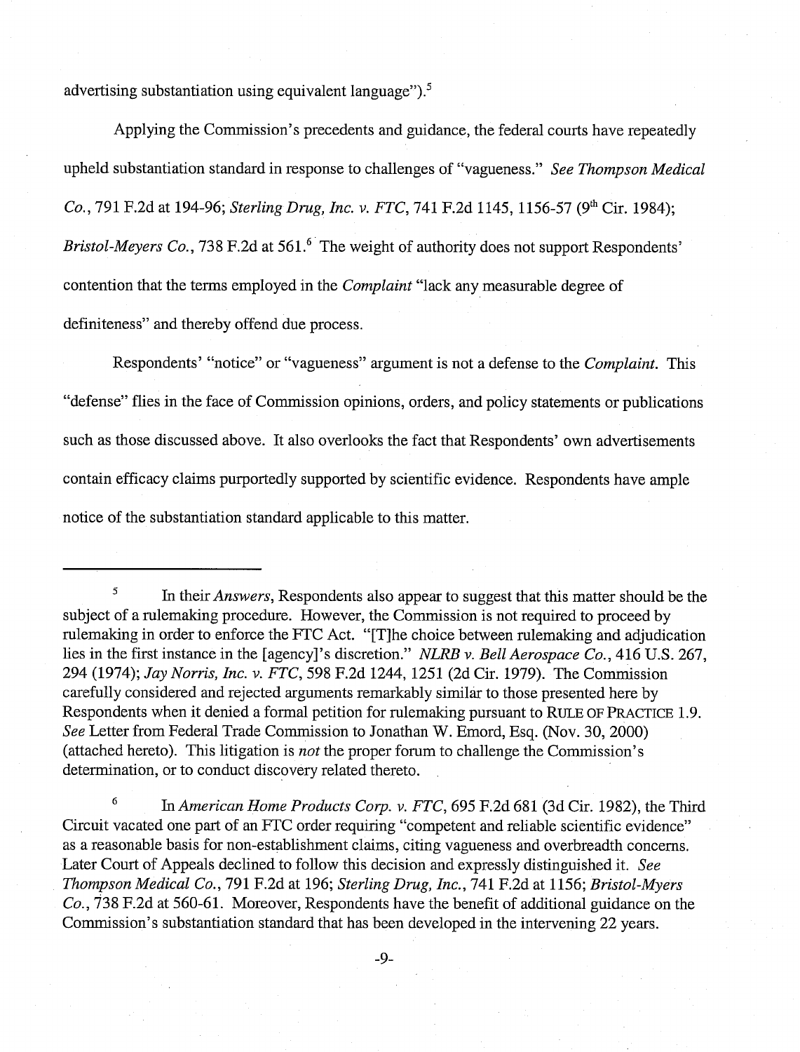advertising substantiation using equivalent language").[5]

Applying the Commission's precedents and guidance, the federal courts have repeatedly upheld substantiation standard in response to challenges of "vagueness." *See Thompson Medical Co.*, 791 F.2d at 194-96; *Sterling Drug, Inc. v. FTC*, 741 F.2d 1145, 1156-57 (9th Cir. 1984); *Bristol-Meyers Co.*, 738 F.2d at 561.[6] The weight of authority does not support Respondents' contention that the terms employed in the *Complaint* "lack any measurable degree of definiteness" and thereby offend due process.

Respondents' "notice" or "vagueness" argument is not a defense to the *Complaint*. This "defense" flies in the face of Commission opinions, orders, and policy statements or publications such as those discussed above. It also overlooks the fact that Respondents' own advertisements contain efficacy claims purportedly supported by scientific evidence. Respondents have ample notice of the substantiation standard applicable to this matter.

---

[5] In their *Answers*, Respondents also appear to suggest that this matter should be the subject of a rulemaking procedure. However, the Commission is not required to proceed by rulemaking in order to enforce the FTC Act. "[T]he choice between rulemaking and adjudication lies in the first instance in the [agency]'s discretion." *NLRB v. Bell Aerospace Co.*, 416 U.S. 267, 294 (1974); *Jay Norris, Inc. v. FTC*, 598 F.2d 1244, 1251 (2d Cir. 1979). The Commission carefully considered and rejected arguments remarkably similar to those presented here by Respondents when it denied a formal petition for rulemaking pursuant to RULE OF PRACTICE 1.9. *See* Letter from Federal Trade Commission to Jonathan W. Emord, Esq. (Nov. 30, 2000) (attached hereto). This litigation is *not* the proper forum to challenge the Commission's determination, or to conduct discovery related thereto.

[6] In *American Home Products Corp. v. FTC*, 695 F.2d 681 (3d Cir. 1982), the Third Circuit vacated one part of an FTC order requiring "competent and reliable scientific evidence" as a reasonable basis for non-establishment claims, citing vagueness and overbreadth concerns. Later Court of Appeals declined to follow this decision and expressly distinguished it. *See Thompson Medical Co.*, 791 F.2d at 196; *Sterling Drug, Inc.*, 741 F.2d at 1156; *Bristol-Myers Co.*, 738 F.2d at 560-61. Moreover, Respondents have the benefit of additional guidance on the Commission's substantiation standard that has been developed in the intervening 22 years.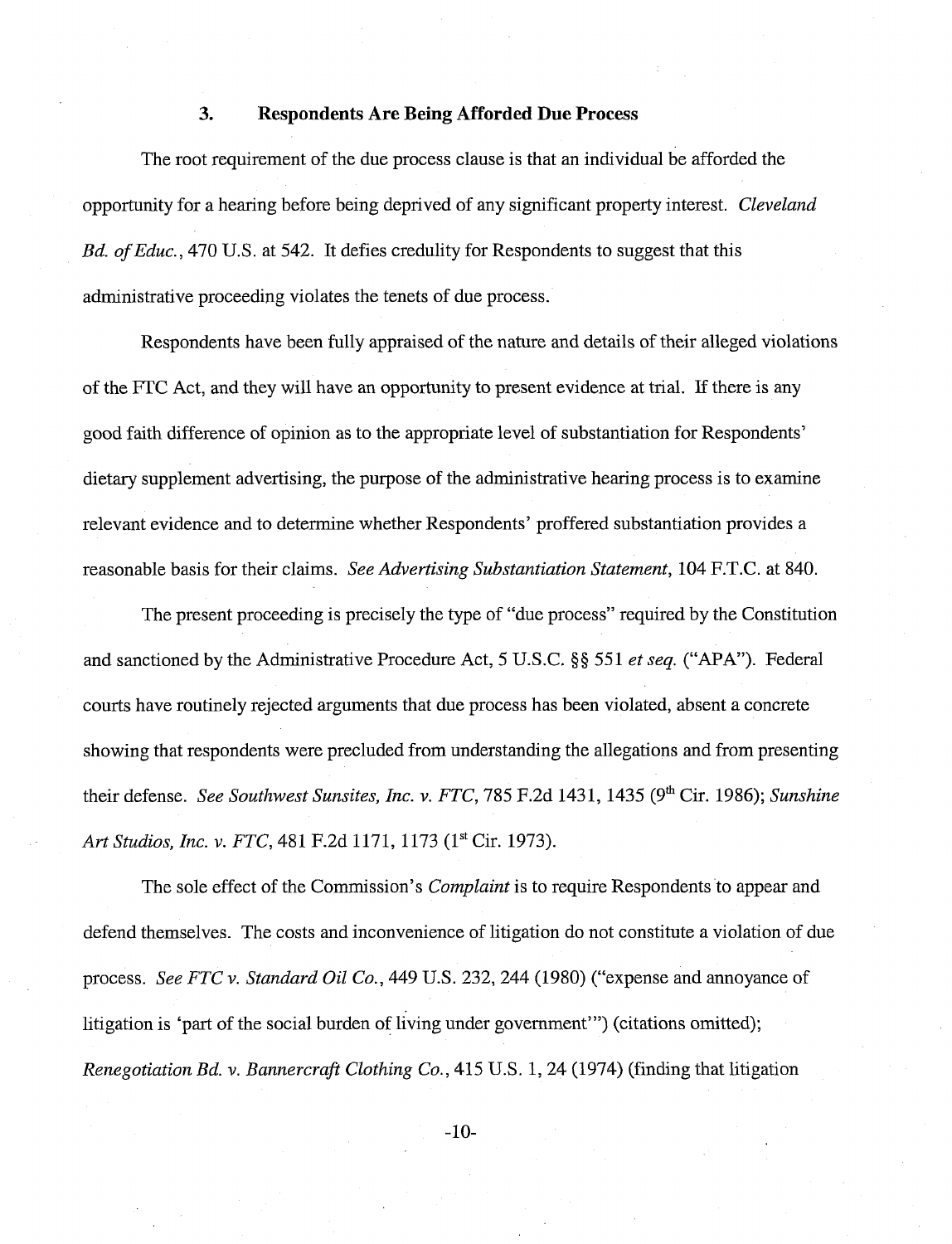### 3. Respondents Are Being Afforded Due Process

The root requirement of the due process clause is that an individual be afforded the opportunity for a hearing before being deprived of any significant property interest. *Cleveland Bd. of Educ.*, 470 U.S. at 542. It defies credulity for Respondents to suggest that this administrative proceeding violates the tenets of due process.

Respondents have been fully appraised of the nature and details of their alleged violations of the FTC Act, and they will have an opportunity to present evidence at trial. If there is any good faith difference of opinion as to the appropriate level of substantiation for Respondents' dietary supplement advertising, the purpose of the administrative hearing process is to examine relevant evidence and to determine whether Respondents' proffered substantiation provides a reasonable basis for their claims. *See Advertising Substantiation Statement*, 104 F.T.C. at 840.

The present proceeding is precisely the type of "due process" required by the Constitution and sanctioned by the Administrative Procedure Act, 5 U.S.C. §§ 551 *et seq.* ("APA"). Federal courts have routinely rejected arguments that due process has been violated, absent a concrete showing that respondents were precluded from understanding the allegations and from presenting their defense. *See Southwest Sunsites, Inc. v. FTC*, 785 F.2d 1431, 1435 (9th Cir. 1986); *Sunshine Art Studios, Inc. v. FTC*, 481 F.2d 1171, 1173 (1st Cir. 1973).

The sole effect of the Commission's *Complaint* is to require Respondents to appear and defend themselves. The costs and inconvenience of litigation do not constitute a violation of due process. *See FTC v. Standard Oil Co.*, 449 U.S. 232, 244 (1980) ("expense and annoyance of litigation is 'part of the social burden of living under government'") (citations omitted); *Renegotiation Bd. v. Bannercraft Clothing Co.*, 415 U.S. 1, 24 (1974) (finding that litigation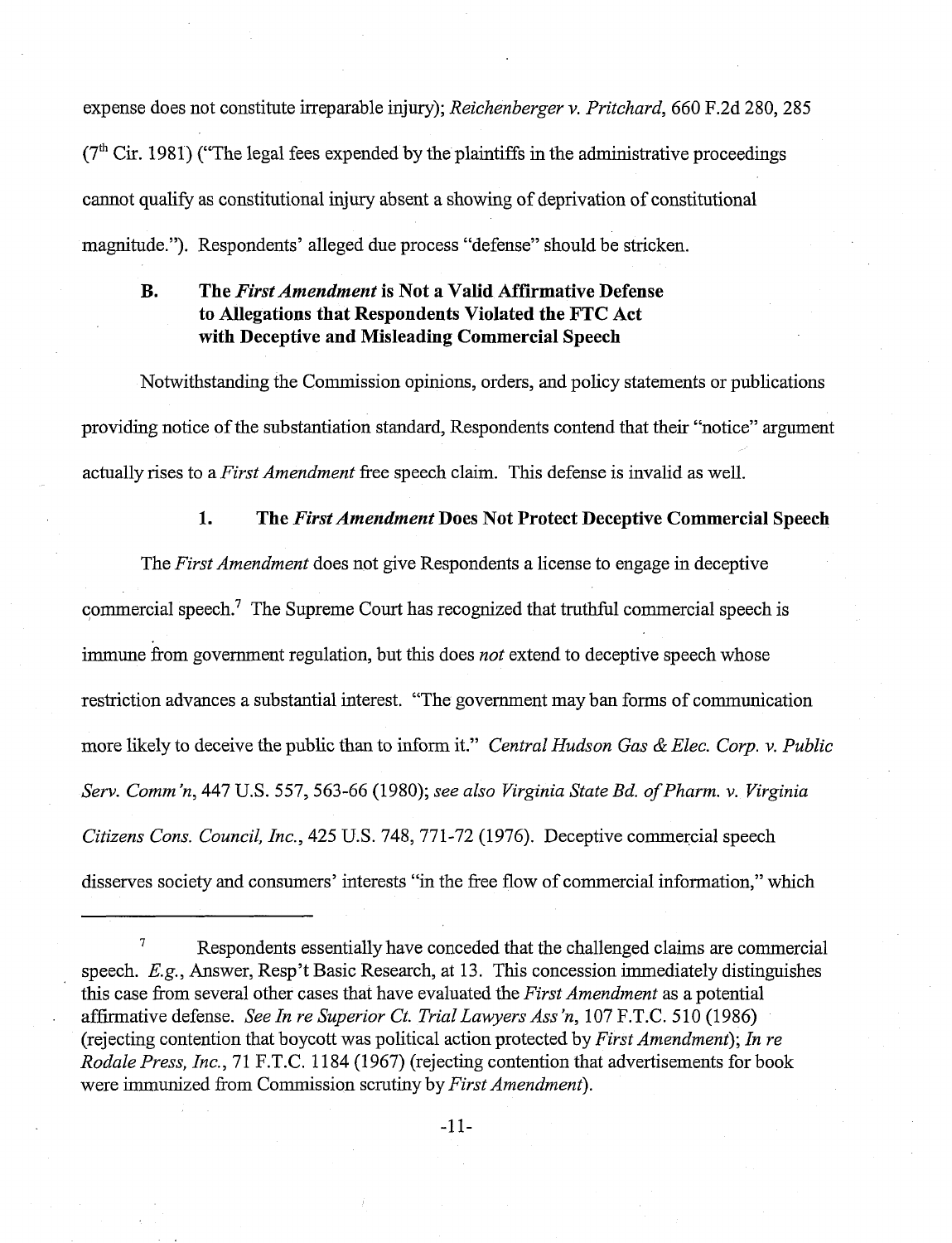expense does not constitute irreparable injury); *Reichenberger v. Pritchard*, 660 F.2d 280, 285 (7th Cir. 1981) ("The legal fees expended by the plaintiffs in the administrative proceedings cannot qualify as constitutional injury absent a showing of deprivation of constitutional magnitude."). Respondents' alleged due process "defense" should be stricken.

### B. The *First Amendment* is Not a Valid Affirmative Defense to Allegations that Respondents Violated the FTC Act with Deceptive and Misleading Commercial Speech

Notwithstanding the Commission opinions, orders, and policy statements or publications providing notice of the substantiation standard, Respondents contend that their "notice" argument actually rises to a *First Amendment* free speech claim. This defense is invalid as well.

#### 1. The *First Amendment* Does Not Protect Deceptive Commercial Speech

The *First Amendment* does not give Respondents a license to engage in deceptive commercial speech.[7] The Supreme Court has recognized that truthful commercial speech is immune from government regulation, but this does *not* extend to deceptive speech whose restriction advances a substantial interest. "The government may ban forms of communication more likely to deceive the public than to inform it." *Central Hudson Gas & Elec. Corp. v. Public Serv. Comm'n*, 447 U.S. 557, 563-66 (1980); *see also Virginia State Bd. of Pharm. v. Virginia Citizens Cons. Council, Inc.*, 425 U.S. 748, 771-72 (1976). Deceptive commercial speech disserves society and consumers' interests "in the free flow of commercial information," which

---

[7] Respondents essentially have conceded that the challenged claims are commercial speech. *E.g.*, Answer, Resp't Basic Research, at 13. This concession immediately distinguishes this case from several other cases that have evaluated the *First Amendment* as a potential affirmative defense. *See In re Superior Ct. Trial Lawyers Ass'n*, 107 F.T.C. 510 (1986) (rejecting contention that boycott was political action protected by *First Amendment*); *In re Rodale Press, Inc.*, 71 F.T.C. 1184 (1967) (rejecting contention that advertisements for book were immunized from Commission scrutiny by *First Amendment*).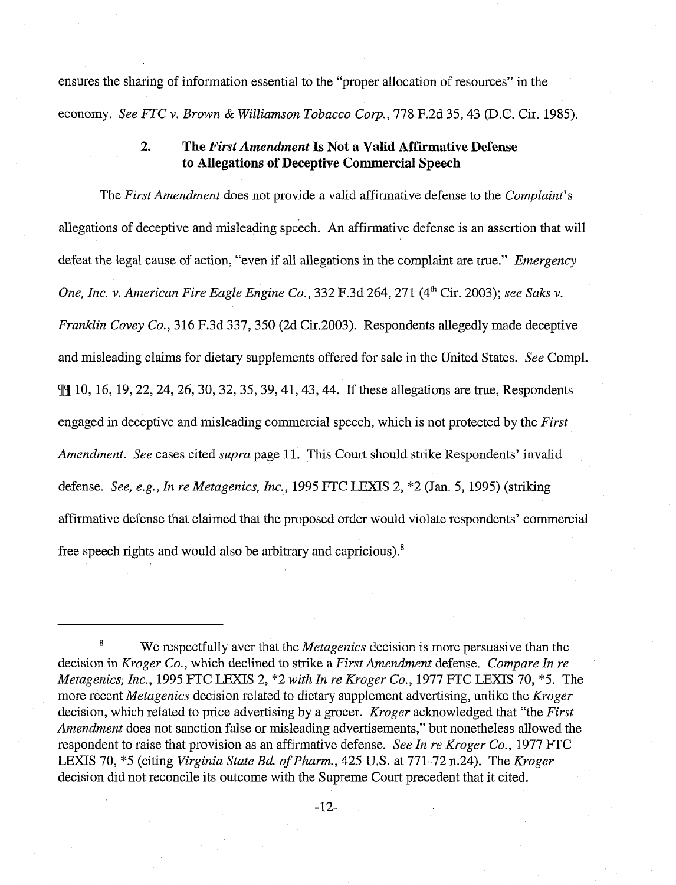ensures the sharing of information essential to the "proper allocation of resources" in the economy. *See FTC v. Brown & Williamson Tobacco Corp.*, 778 F.2d 35, 43 (D.C. Cir. 1985).

### 2. The *First Amendment* Is Not a Valid Affirmative Defense to Allegations of Deceptive Commercial Speech

The *First Amendment* does not provide a valid affirmative defense to the *Complaint*'s allegations of deceptive and misleading speech. An affirmative defense is an assertion that will defeat the legal cause of action, "even if all allegations in the complaint are true." *Emergency One, Inc. v. American Fire Eagle Engine Co.*, 332 F.3d 264, 271 (4th Cir. 2003); *see Saks v. Franklin Covey Co.*, 316 F.3d 337, 350 (2d Cir.2003). Respondents allegedly made deceptive and misleading claims for dietary supplements offered for sale in the United States. *See* Compl. ¶¶ 10, 16, 19, 22, 24, 26, 30, 32, 35, 39, 41, 43, 44. If these allegations are true, Respondents engaged in deceptive and misleading commercial speech, which is not protected by the *First Amendment*. *See* cases cited *supra* page 11. This Court should strike Respondents' invalid defense. *See, e.g., In re Metagenics, Inc.*, 1995 FTC LEXIS 2, *2 (Jan. 5, 1995) (striking affirmative defense that claimed that the proposed order would violate respondents' commercial free speech rights and would also be arbitrary and capricious).[8]

---

[8] We respectfully aver that the *Metagenics* decision is more persuasive than the decision in *Kroger Co.*, which declined to strike a *First Amendment* defense. *Compare In re Metagenics, Inc.*, 1995 FTC LEXIS 2, *2 *with In re Kroger Co.*, 1977 FTC LEXIS 70, *5. The more recent *Metagenics* decision related to dietary supplement advertising, unlike the *Kroger* decision, which related to price advertising by a grocer. *Kroger* acknowledged that "the *First Amendment* does not sanction false or misleading advertisements," but nonetheless allowed the respondent to raise that provision as an affirmative defense. *See In re Kroger Co.*, 1977 FTC LEXIS 70, *5 (citing *Virginia State Bd. of Pharm.*, 425 U.S. at 771-72 n.24). The *Kroger* decision did not reconcile its outcome with the Supreme Court precedent that it cited.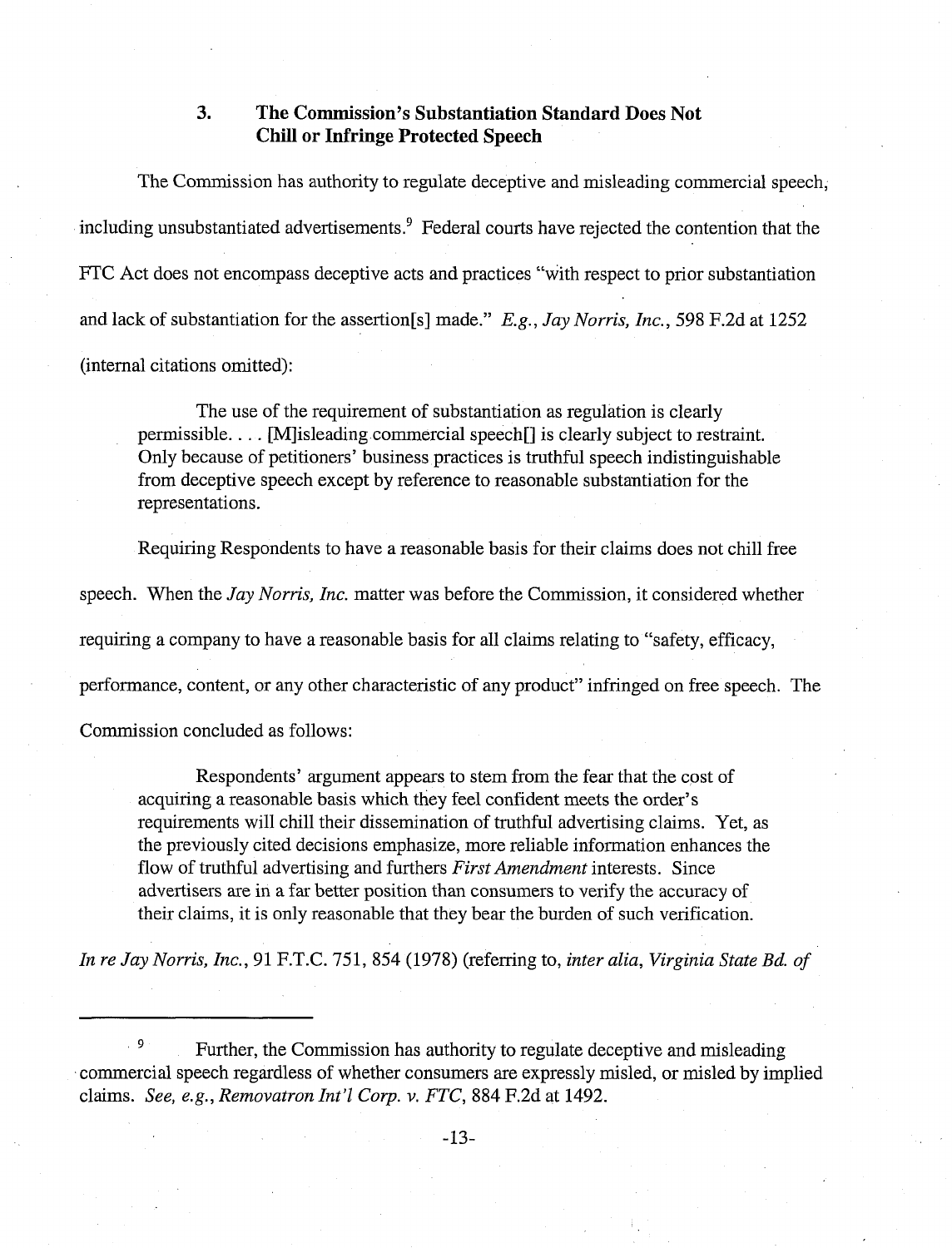### 3. The Commission's Substantiation Standard Does Not Chill or Infringe Protected Speech

The Commission has authority to regulate deceptive and misleading commercial speech, including unsubstantiated advertisements.[9] Federal courts have rejected the contention that the FTC Act does not encompass deceptive acts and practices "with respect to prior substantiation and lack of substantiation for the assertion[s] made." *E.g., Jay Norris, Inc.*, 598 F.2d at 1252 (internal citations omitted):

> The use of the requirement of substantiation as regulation is clearly permissible. . . . [M]isleading commercial speech[] is clearly subject to restraint. Only because of petitioners' business practices is truthful speech indistinguishable from deceptive speech except by reference to reasonable substantiation for the representations.

Requiring Respondents to have a reasonable basis for their claims does not chill free speech. When the *Jay Norris, Inc.* matter was before the Commission, it considered whether requiring a company to have a reasonable basis for all claims relating to "safety, efficacy, performance, content, or any other characteristic of any product" infringed on free speech. The Commission concluded as follows:

> Respondents' argument appears to stem from the fear that the cost of acquiring a reasonable basis which they feel confident meets the order's requirements will chill their dissemination of truthful advertising claims. Yet, as the previously cited decisions emphasize, more reliable information enhances the flow of truthful advertising and furthers *First Amendment* interests. Since advertisers are in a far better position than consumers to verify the accuracy of their claims, it is only reasonable that they bear the burden of such verification.

*In re Jay Norris, Inc.*, 91 F.T.C. 751, 854 (1978) (referring to, *inter alia*, *Virginia State Bd. of*

---

[9] Further, the Commission has authority to regulate deceptive and misleading commercial speech regardless of whether consumers are expressly misled, or misled by implied claims. *See, e.g., Removatron Int'l Corp. v. FTC*, 884 F.2d at 1492.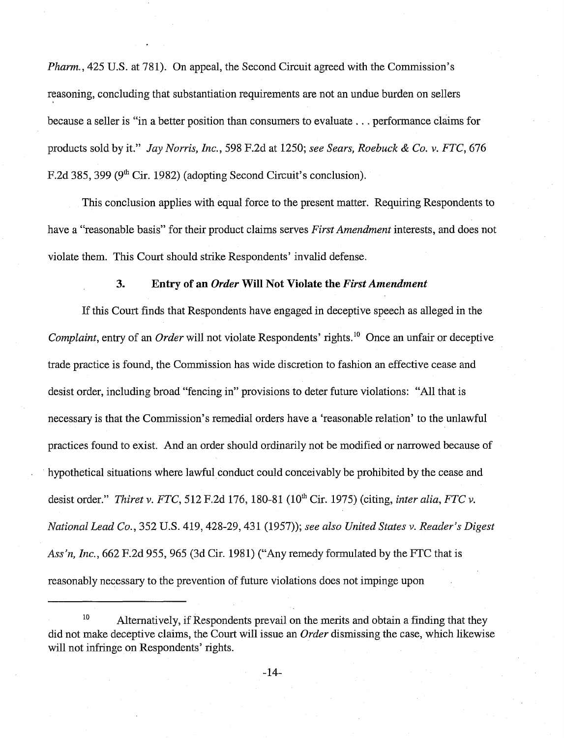*Pharm.*, 425 U.S. at 781). On appeal, the Second Circuit agreed with the Commission's reasoning, concluding that substantiation requirements are not an undue burden on sellers because a seller is "in a better position than consumers to evaluate . . . performance claims for products sold by it." *Jay Norris, Inc.*, 598 F.2d at 1250; *see Sears, Roebuck & Co. v. FTC*, 676 F.2d 385, 399 (9th Cir. 1982) (adopting Second Circuit's conclusion).

This conclusion applies with equal force to the present matter. Requiring Respondents to have a "reasonable basis" for their product claims serves *First Amendment* interests, and does not violate them. This Court should strike Respondents' invalid defense.

### 3. Entry of an *Order* Will Not Violate the *First Amendment*

If this Court finds that Respondents have engaged in deceptive speech as alleged in the *Complaint*, entry of an *Order* will not violate Respondents' rights.[10] Once an unfair or deceptive trade practice is found, the Commission has wide discretion to fashion an effective cease and desist order, including broad "fencing in" provisions to deter future violations: "All that is necessary is that the Commission's remedial orders have a 'reasonable relation' to the unlawful practices found to exist. And an order should ordinarily not be modified or narrowed because of hypothetical situations where lawful conduct could conceivably be prohibited by the cease and desist order." *Thiret v. FTC*, 512 F.2d 176, 180-81 (10th Cir. 1975) (citing, *inter alia*, *FTC v. National Lead Co.*, 352 U.S. 419, 428-29, 431 (1957)); *see also United States v. Reader's Digest Ass'n, Inc.*, 662 F.2d 955, 965 (3d Cir. 1981) ("Any remedy formulated by the FTC that is reasonably necessary to the prevention of future violations does not impinge upon

---

[10] Alternatively, if Respondents prevail on the merits and obtain a finding that they did not make deceptive claims, the Court will issue an *Order* dismissing the case, which likewise will not infringe on Respondents' rights.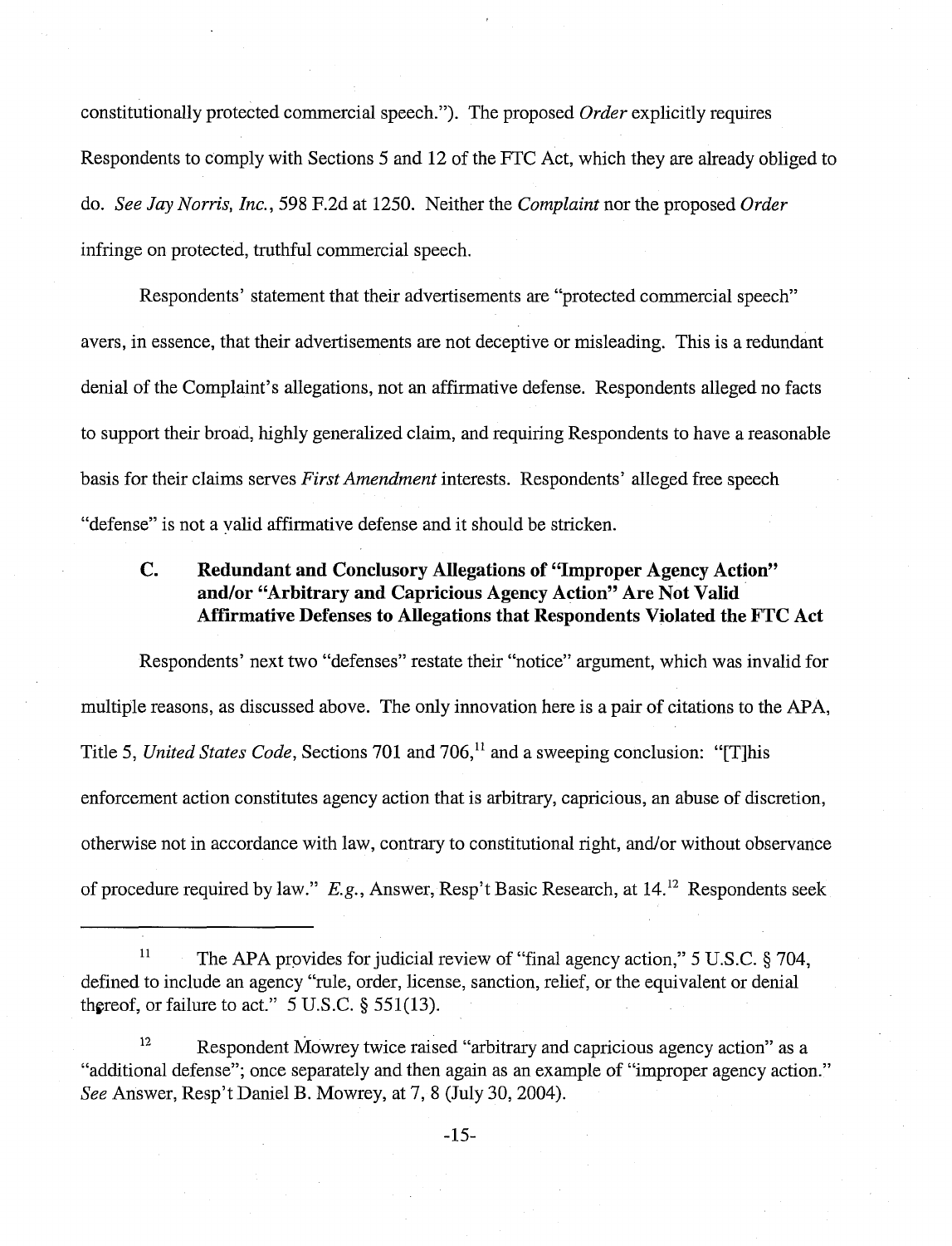constitutionally protected commercial speech."). The proposed *Order* explicitly requires Respondents to comply with Sections 5 and 12 of the FTC Act, which they are already obliged to do. *See Jay Norris, Inc.*, 598 F.2d at 1250. Neither the *Complaint* nor the proposed *Order* infringe on protected, truthful commercial speech.

Respondents' statement that their advertisements are "protected commercial speech" avers, in essence, that their advertisements are not deceptive or misleading. This is a redundant denial of the Complaint's allegations, not an affirmative defense. Respondents alleged no facts to support their broad, highly generalized claim, and requiring Respondents to have a reasonable basis for their claims serves *First Amendment* interests. Respondents' alleged free speech "defense" is not a valid affirmative defense and it should be stricken.

### C. Redundant and Conclusory Allegations of "Improper Agency Action" and/or "Arbitrary and Capricious Agency Action" Are Not Valid Affirmative Defenses to Allegations that Respondents Violated the FTC Act

Respondents' next two "defenses" restate their "notice" argument, which was invalid for multiple reasons, as discussed above. The only innovation here is a pair of citations to the APA, Title 5, *United States Code*, Sections 701 and 706,[11] and a sweeping conclusion: "[T]his enforcement action constitutes agency action that is arbitrary, capricious, an abuse of discretion, otherwise not in accordance with law, contrary to constitutional right, and/or without observance of procedure required by law." *E.g.*, Answer, Resp't Basic Research, at 14.[12] Respondents seek

---

[11] The APA provides for judicial review of "final agency action," 5 U.S.C. § 704, defined to include an agency "rule, order, license, sanction, relief, or the equivalent or denial thereof, or failure to act." 5 U.S.C. § 551(13).

[12] Respondent Mowrey twice raised "arbitrary and capricious agency action" as a "additional defense"; once separately and then again as an example of "improper agency action." *See* Answer, Resp't Daniel B. Mowrey, at 7, 8 (July 30, 2004).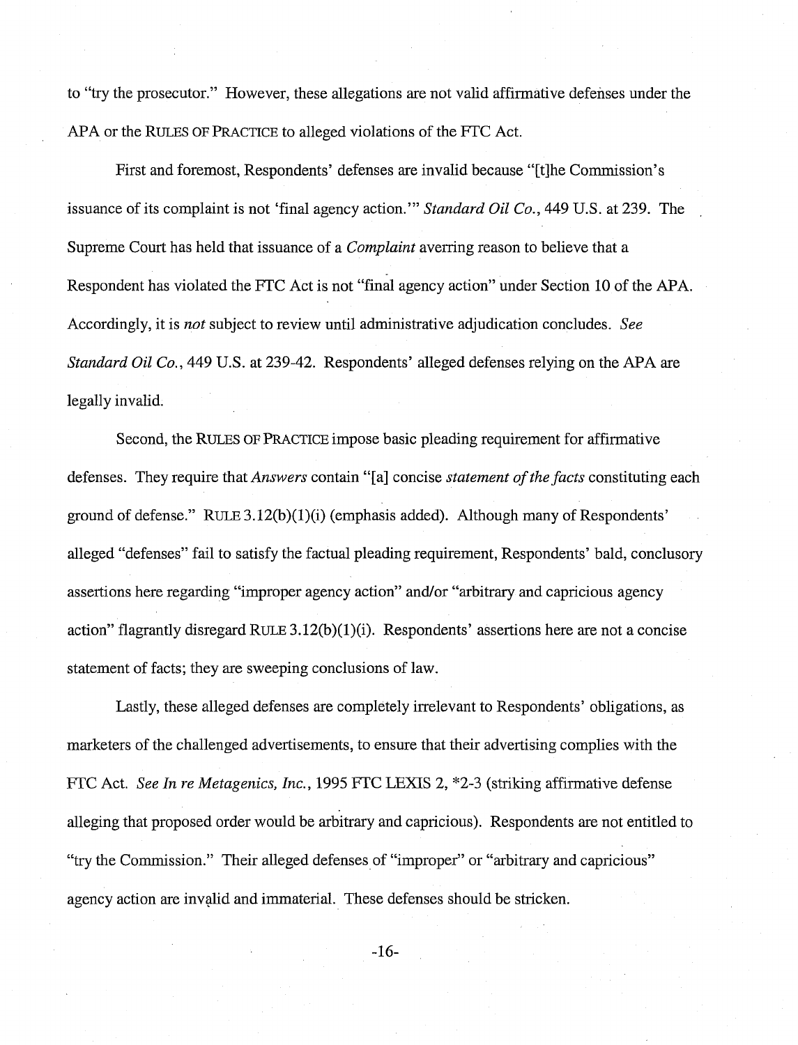to "try the prosecutor." However, these allegations are not valid affirmative defenses under the APA or the RULES OF PRACTICE to alleged violations of the FTC Act.

First and foremost, Respondents' defenses are invalid because "[t]he Commission's issuance of its complaint is not 'final agency action.'" *Standard Oil Co.*, 449 U.S. at 239. The Supreme Court has held that issuance of a *Complaint* averring reason to believe that a Respondent has violated the FTC Act is not "final agency action" under Section 10 of the APA. Accordingly, it is *not* subject to review until administrative adjudication concludes. *See Standard Oil Co.*, 449 U.S. at 239-42. Respondents' alleged defenses relying on the APA are legally invalid.

Second, the RULES OF PRACTICE impose basic pleading requirement for affirmative defenses. They require that *Answers* contain "[a] concise *statement of the facts* constituting each ground of defense." RULE 3.12(b)(1)(i) (emphasis added). Although many of Respondents' alleged "defenses" fail to satisfy the factual pleading requirement, Respondents' bald, conclusory assertions here regarding "improper agency action" and/or "arbitrary and capricious agency action" flagrantly disregard RULE 3.12(b)(1)(i). Respondents' assertions here are not a concise statement of facts; they are sweeping conclusions of law.

Lastly, these alleged defenses are completely irrelevant to Respondents' obligations, as marketers of the challenged advertisements, to ensure that their advertising complies with the FTC Act. *See In re Metagenics, Inc.*, 1995 FTC LEXIS 2, *2-3 (striking affirmative defense alleging that proposed order would be arbitrary and capricious). Respondents are not entitled to "try the Commission." Their alleged defenses of "improper" or "arbitrary and capricious" agency action are invalid and immaterial. These defenses should be stricken.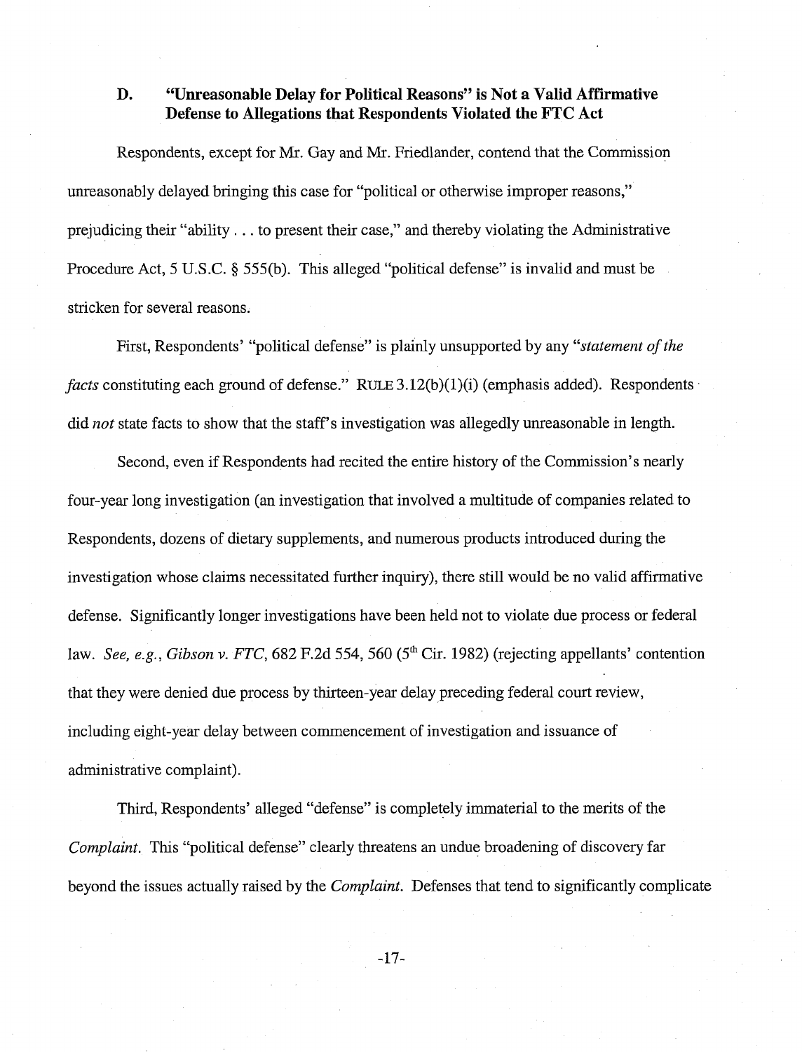### D. "Unreasonable Delay for Political Reasons" is Not a Valid Affirmative Defense to Allegations that Respondents Violated the FTC Act

Respondents, except for Mr. Gay and Mr. Friedlander, contend that the Commission unreasonably delayed bringing this case for "political or otherwise improper reasons," prejudicing their "ability . . . to present their case," and thereby violating the Administrative Procedure Act, 5 U.S.C. § 555(b). This alleged "political defense" is invalid and must be stricken for several reasons.

First, Respondents' "political defense" is plainly unsupported by any "*statement of the facts* constituting each ground of defense." RULE 3.12(b)(1)(i) (emphasis added). Respondents did *not* state facts to show that the staff's investigation was allegedly unreasonable in length.

Second, even if Respondents had recited the entire history of the Commission's nearly four-year long investigation (an investigation that involved a multitude of companies related to Respondents, dozens of dietary supplements, and numerous products introduced during the investigation whose claims necessitated further inquiry), there still would be no valid affirmative defense. Significantly longer investigations have been held not to violate due process or federal law. *See, e.g.*, *Gibson v. FTC*, 682 F.2d 554, 560 (5th Cir. 1982) (rejecting appellants' contention that they were denied due process by thirteen-year delay preceding federal court review, including eight-year delay between commencement of investigation and issuance of administrative complaint).

Third, Respondents' alleged "defense" is completely immaterial to the merits of the *Complaint*. This "political defense" clearly threatens an undue broadening of discovery far beyond the issues actually raised by the *Complaint*. Defenses that tend to significantly complicate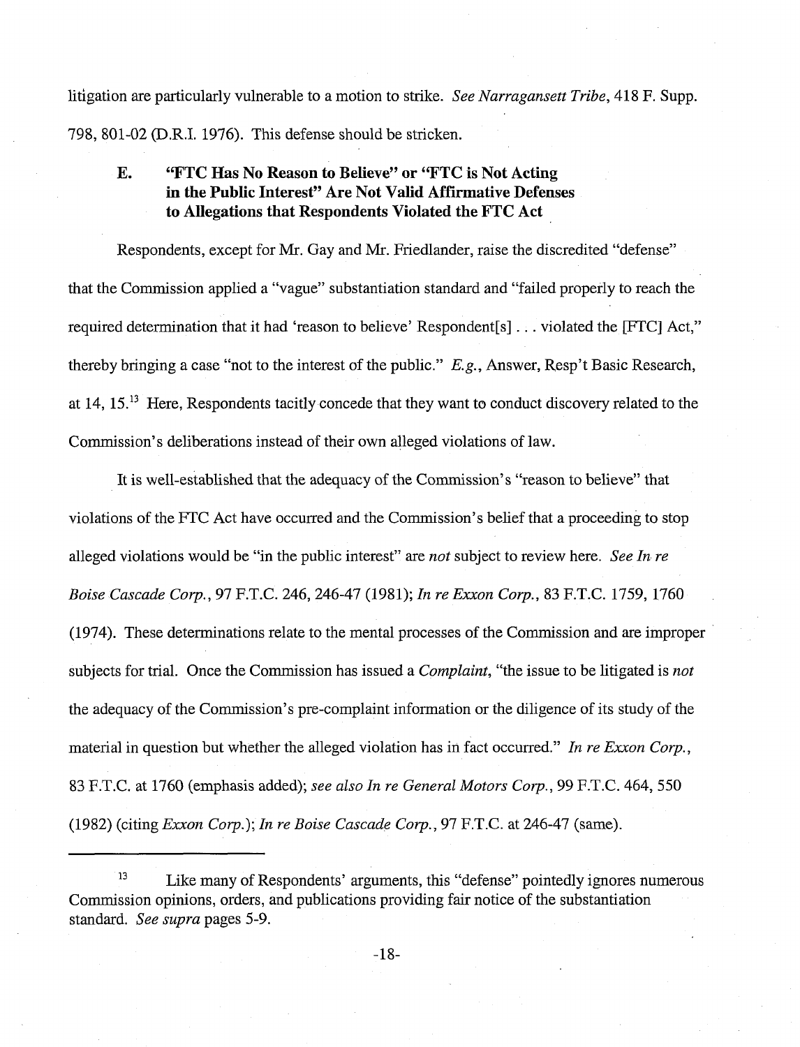litigation are particularly vulnerable to a motion to strike. *See Narragansett Tribe*, 418 F. Supp. 798, 801-02 (D.R.I. 1976). This defense should be stricken.

### E. "FTC Has No Reason to Believe" or "FTC is Not Acting in the Public Interest" Are Not Valid Affirmative Defenses to Allegations that Respondents Violated the FTC Act

Respondents, except for Mr. Gay and Mr. Friedlander, raise the discredited "defense" that the Commission applied a "vague" substantiation standard and "failed properly to reach the required determination that it had 'reason to believe' Respondent[s] . . . violated the [FTC] Act," thereby bringing a case "not to the interest of the public." *E.g.*, Answer, Resp't Basic Research, at 14, 15.[13] Here, Respondents tacitly concede that they want to conduct discovery related to the Commission's deliberations instead of their own alleged violations of law.

It is well-established that the adequacy of the Commission's "reason to believe" that violations of the FTC Act have occurred and the Commission's belief that a proceeding to stop alleged violations would be "in the public interest" are *not* subject to review here. *See In re Boise Cascade Corp.*, 97 F.T.C. 246, 246-47 (1981); *In re Exxon Corp.*, 83 F.T.C. 1759, 1760 (1974). These determinations relate to the mental processes of the Commission and are improper subjects for trial. Once the Commission has issued a *Complaint*, "the issue to be litigated is *not* the adequacy of the Commission's pre-complaint information or the diligence of its study of the material in question but whether the alleged violation has in fact occurred." *In re Exxon Corp.*, 83 F.T.C. at 1760 (emphasis added); *see also In re General Motors Corp.*, 99 F.T.C. 464, 550 (1982) (citing *Exxon Corp.*); *In re Boise Cascade Corp.*, 97 F.T.C. at 246-47 (same).

---

[13] Like many of Respondents' arguments, this "defense" pointedly ignores numerous Commission opinions, orders, and publications providing fair notice of the substantiation standard. *See supra* pages 5-9.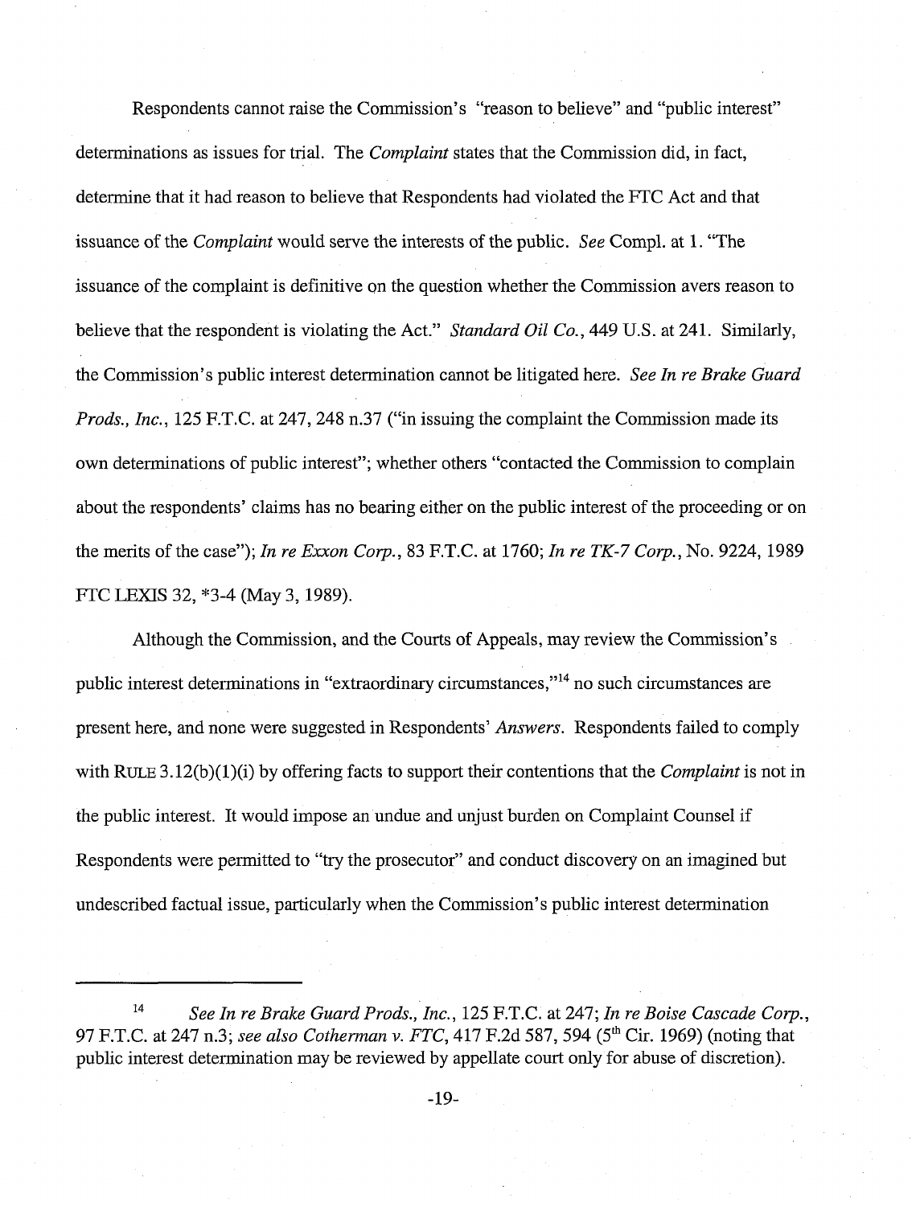Respondents cannot raise the Commission's "reason to believe" and "public interest" determinations as issues for trial. The *Complaint* states that the Commission did, in fact, determine that it had reason to believe that Respondents had violated the FTC Act and that issuance of the *Complaint* would serve the interests of the public. *See* Compl. at 1. "The issuance of the complaint is definitive on the question whether the Commission avers reason to believe that the respondent is violating the Act." *Standard Oil Co.*, 449 U.S. at 241. Similarly, the Commission's public interest determination cannot be litigated here. *See In re Brake Guard Prods., Inc.*, 125 F.T.C. at 247, 248 n.37 ("in issuing the complaint the Commission made its own determinations of public interest"; whether others "contacted the Commission to complain about the respondents' claims has no bearing either on the public interest of the proceeding or on the merits of the case"); *In re Exxon Corp.*, 83 F.T.C. at 1760; *In re TK-7 Corp.*, No. 9224, 1989 FTC LEXIS 32, *3-4 (May 3, 1989).

Although the Commission, and the Courts of Appeals, may review the Commission's public interest determinations in "extraordinary circumstances,"[14] no such circumstances are present here, and none were suggested in Respondents' *Answers*. Respondents failed to comply with RULE 3.12(b)(1)(i) by offering facts to support their contentions that the *Complaint* is not in the public interest. It would impose an undue and unjust burden on Complaint Counsel if Respondents were permitted to "try the prosecutor" and conduct discovery on an imagined but undescribed factual issue, particularly when the Commission's public interest determination

---

[14] *See In re Brake Guard Prods., Inc.*, 125 F.T.C. at 247; *In re Boise Cascade Corp.*, 97 F.T.C. at 247 n.3; *see also Cotherman v. FTC*, 417 F.2d 587, 594 (5th Cir. 1969) (noting that public interest determination may be reviewed by appellate court only for abuse of discretion).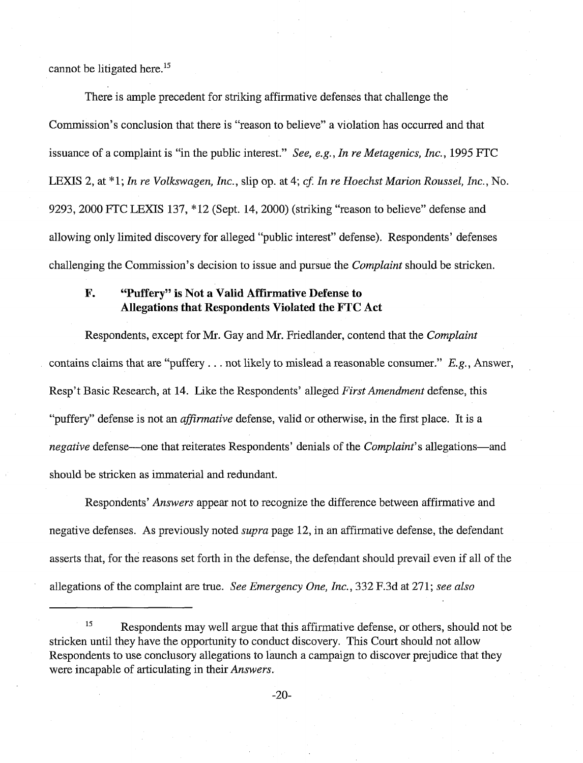cannot be litigated here.[15]

There is ample precedent for striking affirmative defenses that challenge the Commission's conclusion that there is "reason to believe" a violation has occurred and that issuance of a complaint is "in the public interest." *See, e.g.*, *In re Metagenics, Inc.*, 1995 FTC LEXIS 2, at *1; *In re Volkswagen, Inc.*, slip op. at 4; *cf. In re Hoechst Marion Roussel, Inc.*, No. 9293, 2000 FTC LEXIS 137, *12 (Sept. 14, 2000) (striking "reason to believe" defense and allowing only limited discovery for alleged "public interest" defense). Respondents' defenses challenging the Commission's decision to issue and pursue the *Complaint* should be stricken.

### F. "Puffery" is Not a Valid Affirmative Defense to Allegations that Respondents Violated the FTC Act

Respondents, except for Mr. Gay and Mr. Friedlander, contend that the *Complaint* contains claims that are "puffery . . . not likely to mislead a reasonable consumer." *E.g.*, Answer, Resp't Basic Research, at 14. Like the Respondents' alleged *First Amendment* defense, this "puffery" defense is not an *affirmative* defense, valid or otherwise, in the first place. It is a *negative* defense—one that reiterates Respondents' denials of the *Complaint*'s allegations—and should be stricken as immaterial and redundant.

Respondents' *Answers* appear not to recognize the difference between affirmative and negative defenses. As previously noted *supra* page 12, in an affirmative defense, the defendant asserts that, for the reasons set forth in the defense, the defendant should prevail even if all of the allegations of the complaint are true. *See Emergency One, Inc.*, 332 F.3d at 271; *see also*

---

[15] Respondents may well argue that this affirmative defense, or others, should not be stricken until they have the opportunity to conduct discovery. This Court should not allow Respondents to use conclusory allegations to launch a campaign to discover prejudice that they were incapable of articulating in their *Answers*.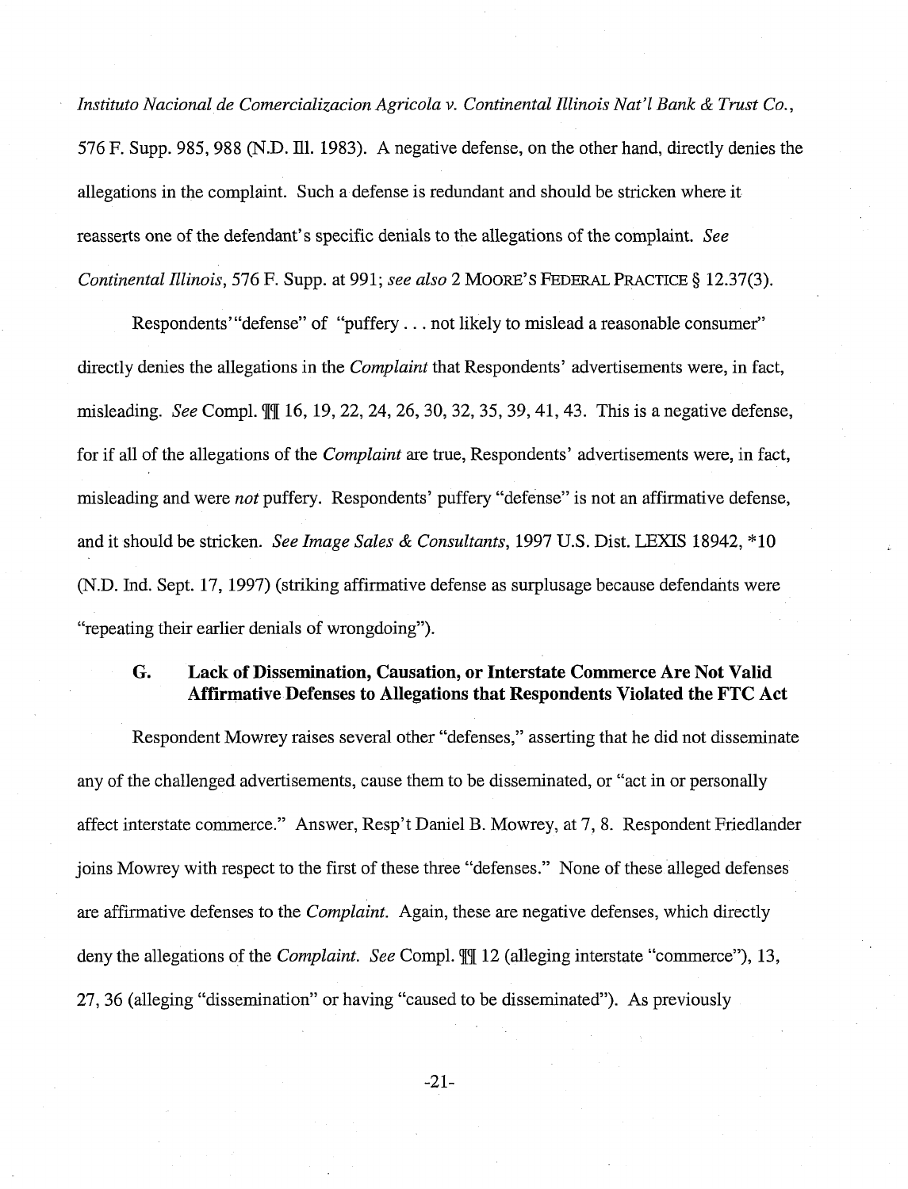*Instituto Nacional de Comercializacion Agricola v. Continental Illinois Nat'l Bank & Trust Co.*, 576 F. Supp. 985, 988 (N.D. Ill. 1983). A negative defense, on the other hand, directly denies the allegations in the complaint. Such a defense is redundant and should be stricken where it reasserts one of the defendant's specific denials to the allegations of the complaint. *See Continental Illinois*, 576 F. Supp. at 991; *see also* 2 MOORE'S FEDERAL PRACTICE § 12.37(3).

Respondents' "defense" of "puffery . . . not likely to mislead a reasonable consumer" directly denies the allegations in the *Complaint* that Respondents' advertisements were, in fact, misleading. *See* Compl. ¶¶ 16, 19, 22, 24, 26, 30, 32, 35, 39, 41, 43. This is a negative defense, for if all of the allegations of the *Complaint* are true, Respondents' advertisements were, in fact, misleading and were *not* puffery. Respondents' puffery "defense" is not an affirmative defense, and it should be stricken. *See Image Sales & Consultants*, 1997 U.S. Dist. LEXIS 18942, *10 (N.D. Ind. Sept. 17, 1997) (striking affirmative defense as surplusage because defendants were "repeating their earlier denials of wrongdoing").

### G. Lack of Dissemination, Causation, or Interstate Commerce Are Not Valid Affirmative Defenses to Allegations that Respondents Violated the FTC Act

Respondent Mowrey raises several other "defenses," asserting that he did not disseminate any of the challenged advertisements, cause them to be disseminated, or "act in or personally affect interstate commerce." Answer, Resp't Daniel B. Mowrey, at 7, 8. Respondent Friedlander joins Mowrey with respect to the first of these three "defenses." None of these alleged defenses are affirmative defenses to the *Complaint*. Again, these are negative defenses, which directly deny the allegations of the *Complaint*. *See* Compl. ¶¶ 12 (alleging interstate "commerce"), 13, 27, 36 (alleging "dissemination" or having "caused to be disseminated"). As previously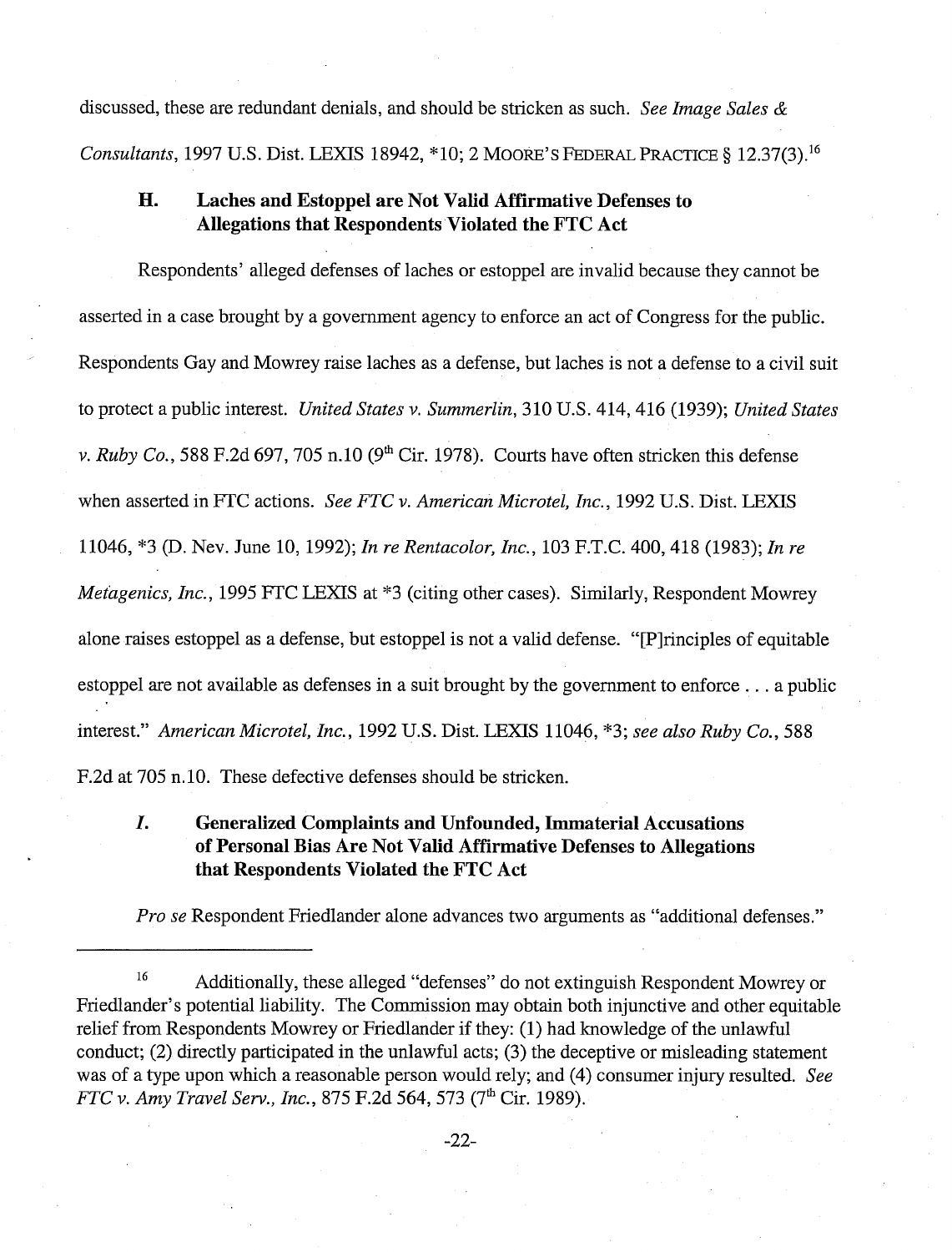discussed, these are redundant denials, and should be stricken as such. *See Image Sales & Consultants*, 1997 U.S. Dist. LEXIS 18942, *10; 2 MOORE'S FEDERAL PRACTICE § 12.37(3).[16]

### H. Laches and Estoppel are Not Valid Affirmative Defenses to Allegations that Respondents Violated the FTC Act

Respondents' alleged defenses of laches or estoppel are invalid because they cannot be asserted in a case brought by a government agency to enforce an act of Congress for the public. Respondents Gay and Mowrey raise laches as a defense, but laches is not a defense to a civil suit to protect a public interest. *United States v. Summerlin*, 310 U.S. 414, 416 (1939); *United States v. Ruby Co.*, 588 F.2d 697, 705 n.10 (9th Cir. 1978). Courts have often stricken this defense when asserted in FTC actions. *See FTC v. American Microtel, Inc.*, 1992 U.S. Dist. LEXIS 11046, *3 (D. Nev. June 10, 1992); *In re Rentacolor, Inc.*, 103 F.T.C. 400, 418 (1983); *In re Metagenics, Inc.*, 1995 FTC LEXIS at *3 (citing other cases). Similarly, Respondent Mowrey alone raises estoppel as a defense, but estoppel is not a valid defense. "[P]rinciples of equitable estoppel are not available as defenses in a suit brought by the government to enforce . . . a public interest." *American Microtel, Inc.*, 1992 U.S. Dist. LEXIS 11046, *3; *see also Ruby Co.*, 588 F.2d at 705 n.10. These defective defenses should be stricken.

### *I.* Generalized Complaints and Unfounded, Immaterial Accusations of Personal Bias Are Not Valid Affirmative Defenses to Allegations that Respondents Violated the FTC Act

*Pro se* Respondent Friedlander alone advances two arguments as "additional defenses."

---

[16] Additionally, these alleged "defenses" do not extinguish Respondent Mowrey or Friedlander's potential liability. The Commission may obtain both injunctive and other equitable relief from Respondents Mowrey or Friedlander if they: (1) had knowledge of the unlawful conduct; (2) directly participated in the unlawful acts; (3) the deceptive or misleading statement was of a type upon which a reasonable person would rely; and (4) consumer injury resulted. *See FTC v. Amy Travel Serv., Inc.*, 875 F.2d 564, 573 (7th Cir. 1989).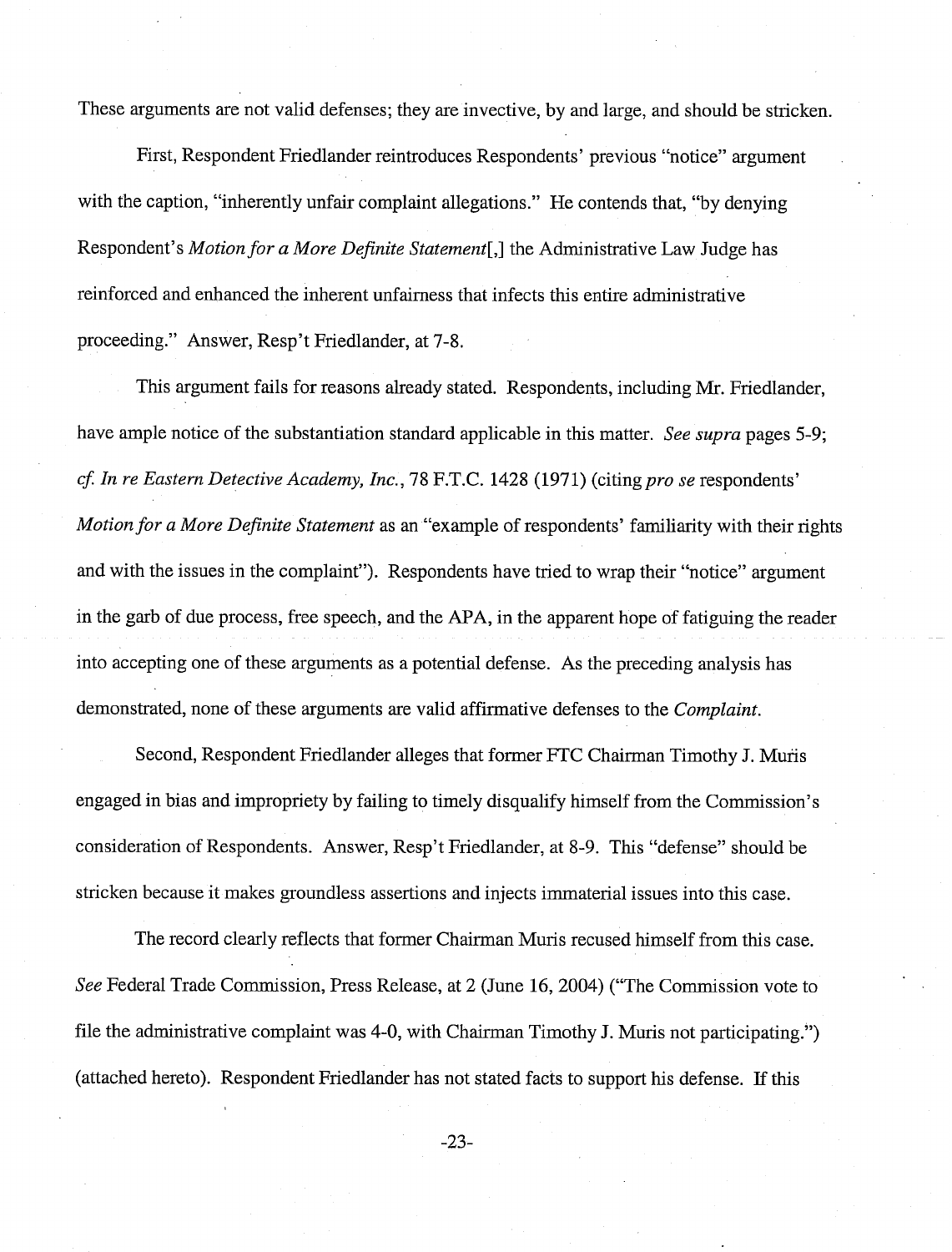These arguments are not valid defenses; they are invective, by and large, and should be stricken.

First, Respondent Friedlander reintroduces Respondents' previous "notice" argument with the caption, "inherently unfair complaint allegations." He contends that, "by denying Respondent's *Motion for a More Definite Statement*[,] the Administrative Law Judge has reinforced and enhanced the inherent unfairness that infects this entire administrative proceeding." Answer, Resp't Friedlander, at 7-8.

This argument fails for reasons already stated. Respondents, including Mr. Friedlander, have ample notice of the substantiation standard applicable in this matter. *See supra* pages 5-9; *cf. In re Eastern Detective Academy, Inc.*, 78 F.T.C. 1428 (1971) (citing *pro se* respondents' *Motion for a More Definite Statement* as an "example of respondents' familiarity with their rights and with the issues in the complaint"). Respondents have tried to wrap their "notice" argument in the garb of due process, free speech, and the APA, in the apparent hope of fatiguing the reader into accepting one of these arguments as a potential defense. As the preceding analysis has demonstrated, none of these arguments are valid affirmative defenses to the *Complaint*.

Second, Respondent Friedlander alleges that former FTC Chairman Timothy J. Muris engaged in bias and impropriety by failing to timely disqualify himself from the Commission's consideration of Respondents. Answer, Resp't Friedlander, at 8-9. This "defense" should be stricken because it makes groundless assertions and injects immaterial issues into this case.

The record clearly reflects that former Chairman Muris recused himself from this case. *See* Federal Trade Commission, Press Release, at 2 (June 16, 2004) ("The Commission vote to file the administrative complaint was 4-0, with Chairman Timothy J. Muris not participating.") (attached hereto). Respondent Friedlander has not stated facts to support his defense. If this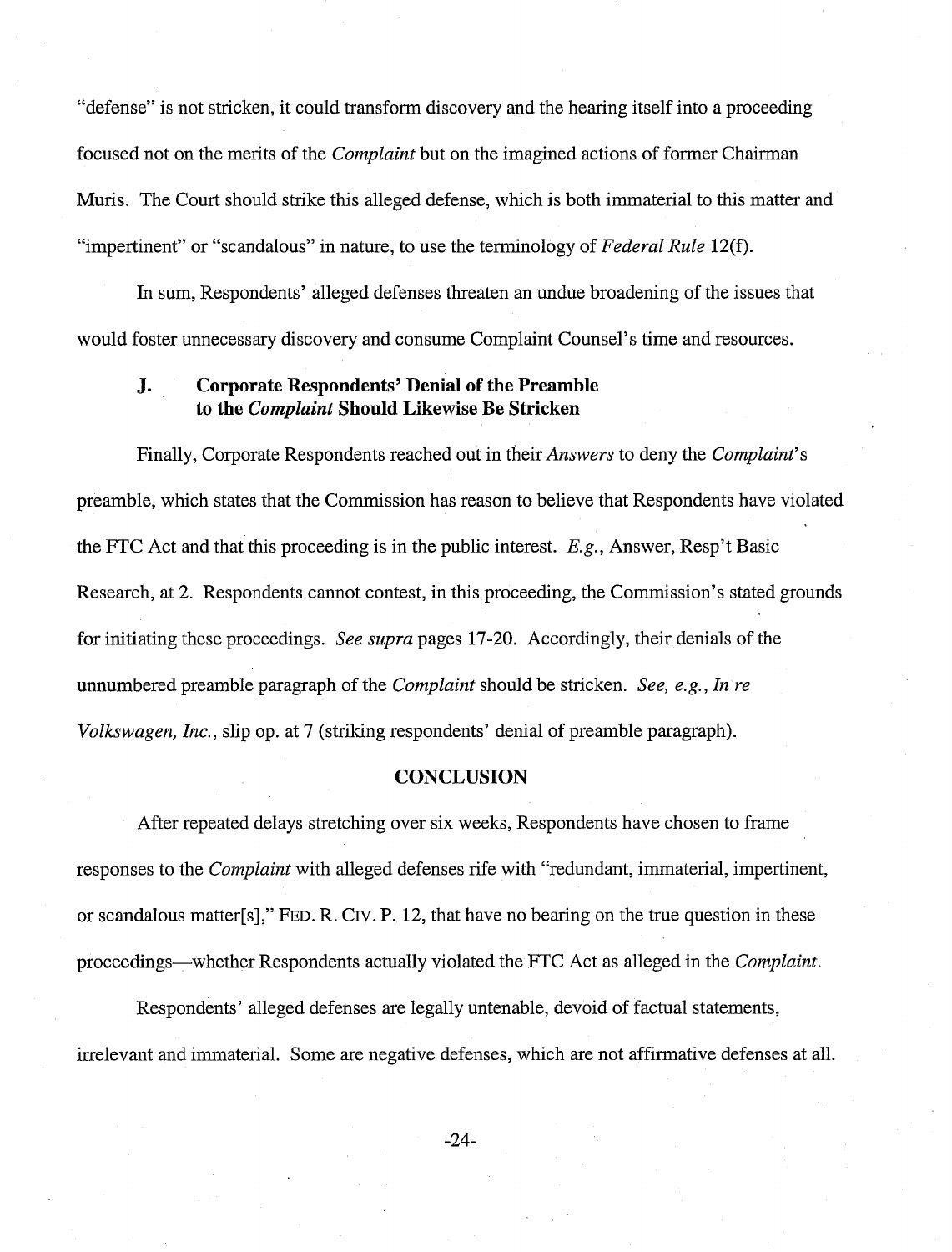"defense" is not stricken, it could transform discovery and the hearing itself into a proceeding focused not on the merits of the *Complaint* but on the imagined actions of former Chairman Muris. The Court should strike this alleged defense, which is both immaterial to this matter and "impertinent" or "scandalous" in nature, to use the terminology of *Federal Rule* 12(f).

In sum, Respondents' alleged defenses threaten an undue broadening of the issues that would foster unnecessary discovery and consume Complaint Counsel's time and resources.

### J. Corporate Respondents' Denial of the Preamble to the *Complaint* Should Likewise Be Stricken

Finally, Corporate Respondents reached out in their *Answers* to deny the *Complaint*'s preamble, which states that the Commission has reason to believe that Respondents have violated the FTC Act and that this proceeding is in the public interest. *E.g.*, Answer, Resp't Basic Research, at 2. Respondents cannot contest, in this proceeding, the Commission's stated grounds for initiating these proceedings. *See supra* pages 17-20. Accordingly, their denials of the unnumbered preamble paragraph of the *Complaint* should be stricken. *See, e.g.*, *In re Volkswagen, Inc.*, slip op. at 7 (striking respondents' denial of preamble paragraph).

## CONCLUSION

After repeated delays stretching over six weeks, Respondents have chosen to frame responses to the *Complaint* with alleged defenses rife with "redundant, immaterial, impertinent, or scandalous matter[s]," FED. R. CIV. P. 12, that have no bearing on the true question in these proceedings—whether Respondents actually violated the FTC Act as alleged in the *Complaint*.

Respondents' alleged defenses are legally untenable, devoid of factual statements, irrelevant and immaterial. Some are negative defenses, which are not affirmative defenses at all.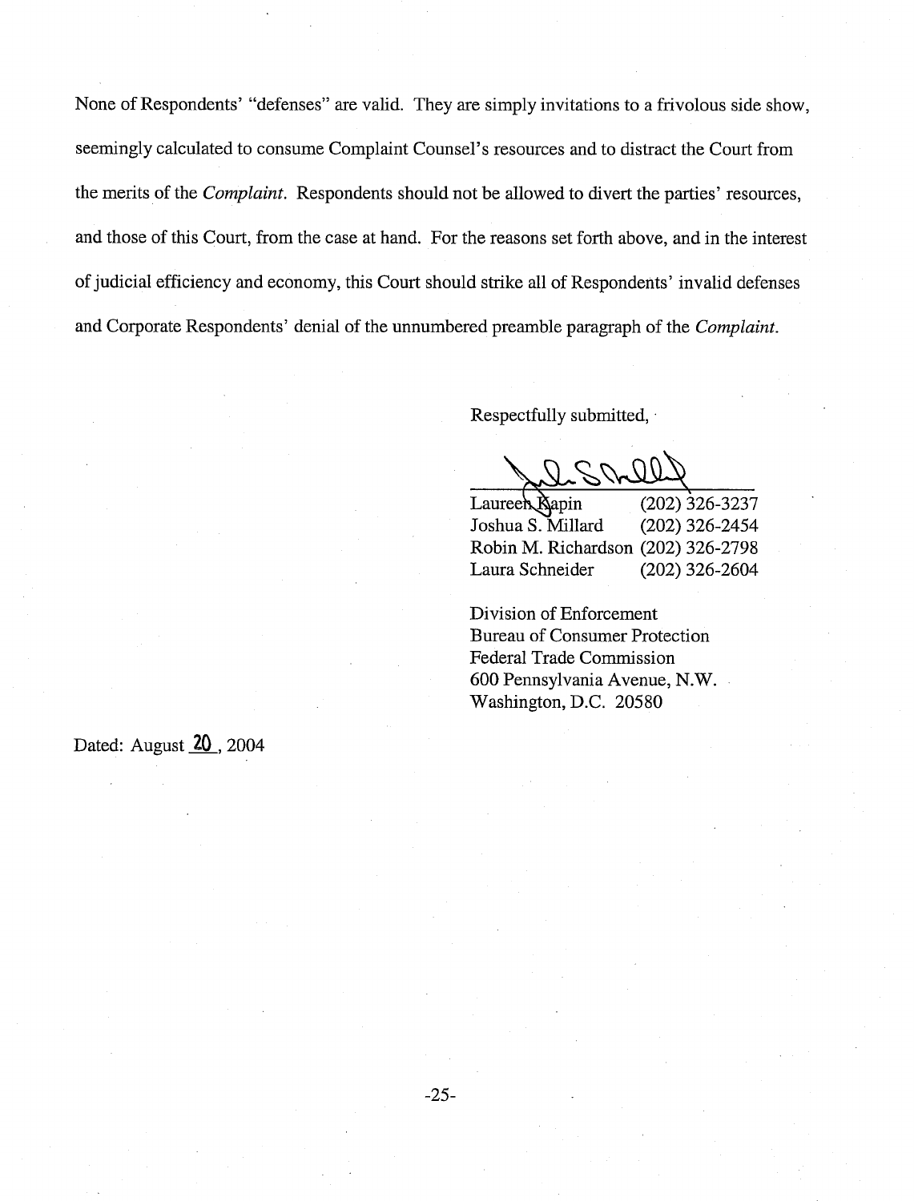None of Respondents' "defenses" are valid. They are simply invitations to a frivolous side show, seemingly calculated to consume Complaint Counsel's resources and to distract the Court from the merits of the *Complaint*. Respondents should not be allowed to divert the parties' resources, and those of this Court, from the case at hand. For the reasons set forth above, and in the interest of judicial efficiency and economy, this Court should strike all of Respondents' invalid defenses and Corporate Respondents' denial of the unnumbered preamble paragraph of the *Complaint*.

Respectfully submitted,

Laureen Kapin (202) 326-3237
Joshua S. Millard (202) 326-2454
Robin M. Richardson (202) 326-2798
Laura Schneider (202) 326-2604

Division of Enforcement
Bureau of Consumer Protection
Federal Trade Commission
600 Pennsylvania Avenue, N.W.
Washington, D.C. 20580

Dated: August 20, 2004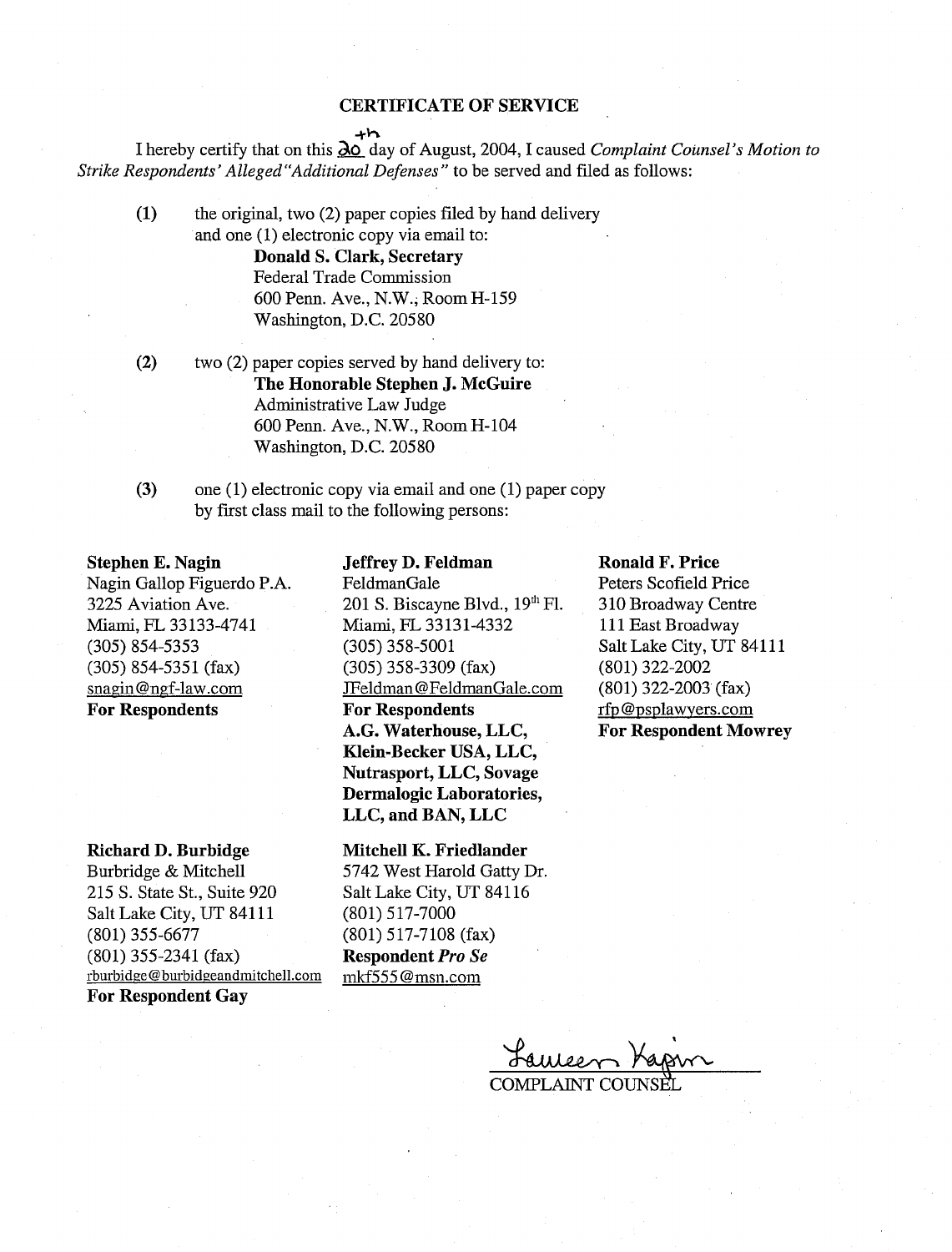## CERTIFICATE OF SERVICE

I hereby certify that on this 20th day of August, 2004, I caused *Complaint Counsel's Motion to Strike Respondents' Alleged "Additional Defenses"* to be served and filed as follows:

(1) the original, two (2) paper copies filed by hand delivery and one (1) electronic copy via email to:
**Donald S. Clark, Secretary**
Federal Trade Commission
600 Penn. Ave., N.W., Room H-159
Washington, D.C. 20580

(2) two (2) paper copies served by hand delivery to:
**The Honorable Stephen J. McGuire**
Administrative Law Judge
600 Penn. Ave., N.W., Room H-104
Washington, D.C. 20580

(3) one (1) electronic copy via email and one (1) paper copy by first class mail to the following persons:

**Stephen E. Nagin**
Nagin Gallop Figuerdo P.A.
3225 Aviation Ave.
Miami, FL 33133-4741
(305) 854-5353
(305) 854-5351 (fax)
snagin@ngf-law.com
**For Respondents**

**Jeffrey D. Feldman**
FeldmanGale
201 S. Biscayne Blvd., 19th Fl.
Miami, FL 33131-4332
(305) 358-5001
(305) 358-3309 (fax)
JFeldman@FeldmanGale.com
**For Respondents A.G. Waterhouse, LLC, Klein-Becker USA, LLC, Nutrasport, LLC, Sovage Dermalogic Laboratories, LLC, and BAN, LLC**

**Ronald F. Price**
Peters Scofield Price
310 Broadway Centre
111 East Broadway
Salt Lake City, UT 84111
(801) 322-2002
(801) 322-2003 (fax)
rfp@psplawyers.com
**For Respondent Mowrey**

**Richard D. Burbidge**
Burbridge & Mitchell
215 S. State St., Suite 920
Salt Lake City, UT 84111
(801) 355-6677
(801) 355-2341 (fax)
rburbidge@burbidgeandmitchell.com
**For Respondent Gay**

**Mitchell K. Friedlander**
5742 West Harold Gatty Dr.
Salt Lake City, UT 84116
(801) 517-7000
(801) 517-7108 (fax)
**Respondent *Pro Se***
mkf555@msn.com

Laureen Kapin
COMPLAINT COUNSEL